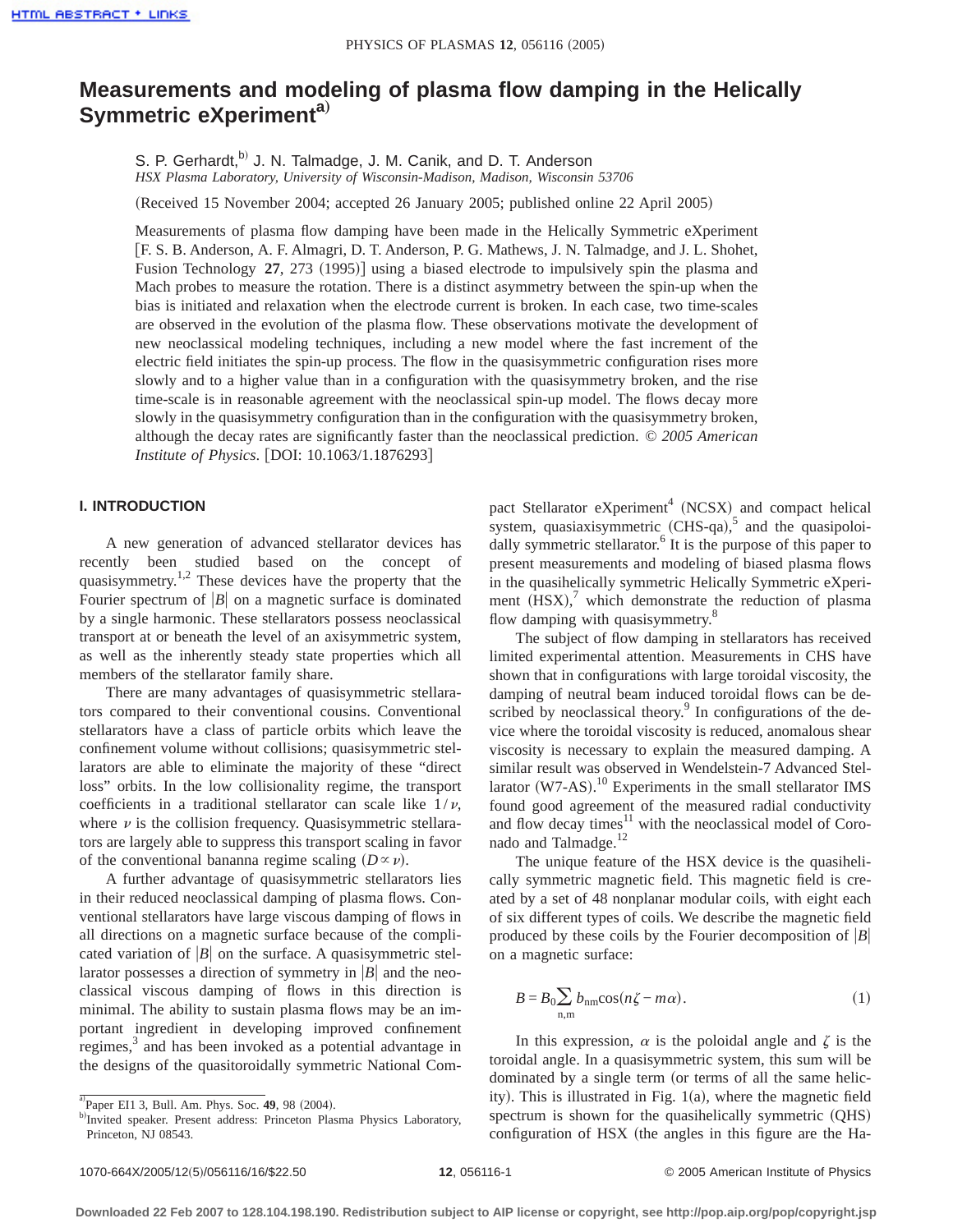# Measurements and modeling of plasma flow damping in the Helically Symmetric eXperiment[a]

S. P. Gerhardt,[b] J. N. Talmadge, J. M. Canik, and D. T. Anderson

*HSX Plasma Laboratory, University of Wisconsin-Madison, Madison, Wisconsin 53706*

(Received 15 November 2004; accepted 26 January 2005; published online 22 April 2005)

Measurements of plasma flow damping have been made in the Helically Symmetric eXperiment [F. S. B. Anderson, A. F. Almagri, D. T. Anderson, P. G. Mathews, J. N. Talmadge, and J. L. Shohet, Fusion Technology **27**, 273 (1995)] using a biased electrode to impulsively spin the plasma and Mach probes to measure the rotation. There is a distinct asymmetry between the spin-up when the bias is initiated and relaxation when the electrode current is broken. In each case, two time-scales are observed in the evolution of the plasma flow. These observations motivate the development of new neoclassical modeling techniques, including a new model where the fast increment of the electric field initiates the spin-up process. The flow in the quasisymmetric configuration rises more slowly and to a higher value than in a configuration with the quasisymmetry broken, and the rise time-scale is in reasonable agreement with the neoclassical spin-up model. The flows decay more slowly in the quasisymmetry configuration than in the configuration with the quasisymmetry broken, although the decay rates are significantly faster than the neoclassical prediction. *© 2005 American Institute of Physics.* [DOI: 10.1063/1.1876293]

## I. INTRODUCTION

A new generation of advanced stellarator devices has recently been studied based on the concept of quasisymmetry.[1,2] These devices have the property that the Fourier spectrum of $|B|$ on a magnetic surface is dominated by a single harmonic. These stellarators possess neoclassical transport at or beneath the level of an axisymmetric system, as well as the inherently steady state properties which all members of the stellarator family share.

There are many advantages of quasisymmetric stellarators compared to their conventional cousins. Conventional stellarators have a class of particle orbits which leave the confinement volume without collisions; quasisymmetric stellarators are able to eliminate the majority of these "direct loss" orbits. In the low collisionality regime, the transport coefficients in a traditional stellarator can scale like $1/\nu$, where $\nu$ is the collision frequency. Quasisymmetric stellarators are largely able to suppress this transport scaling in favor of the conventional bananna regime scaling ($D \propto \nu$).

A further advantage of quasisymmetric stellarators lies in their reduced neoclassical damping of plasma flows. Conventional stellarators have large viscous damping of flows in all directions on a magnetic surface because of the complicated variation of $|B|$ on the surface. A quasisymmetric stellarator possesses a direction of symmetry in $|B|$ and the neoclassical viscous damping of flows in this direction is minimal. The ability to sustain plasma flows may be an important ingredient in developing improved confinement regimes,[3] and has been invoked as a potential advantage in the designs of the quasitoroidally symmetric National Compact Stellarator eXperiment[4] (NCSX) and compact helical system, quasiaxisymmetric (CHS-qa),[5] and the quasipoloidally symmetric stellarator.[6] It is the purpose of this paper to present measurements and modeling of biased plasma flows in the quasihelically symmetric Helically Symmetric eXperiment (HSX),[7] which demonstrate the reduction of plasma flow damping with quasisymmetry.[8]

The subject of flow damping in stellarators has received limited experimental attention. Measurements in CHS have shown that in configurations with large toroidal viscosity, the damping of neutral beam induced toroidal flows can be described by neoclassical theory.[9] In configurations of the device where the toroidal viscosity is reduced, anomalous shear viscosity is necessary to explain the measured damping. A similar result was observed in Wendelstein-7 Advanced Stellarator (W7-AS).[10] Experiments in the small stellarator IMS found good agreement of the measured radial conductivity and flow decay times[11] with the neoclassical model of Coronado and Talmadge.[12]

The unique feature of the HSX device is the quasihelically symmetric magnetic field. This magnetic field is created by a set of 48 nonplanar modular coils, with eight each of six different types of coils. We describe the magnetic field produced by these coils by the Fourier decomposition of $|B|$ on a magnetic surface:

$$B = B_0 \sum_{n,m} b_{nm} \cos(n\zeta - m\alpha). \tag{1}$$

In this expression, $\alpha$ is the poloidal angle and $\zeta$ is the toroidal angle. In a quasisymmetric system, this sum will be dominated by a single term (or terms of all the same helicity). This is illustrated in Fig. 1(a), where the magnetic field spectrum is shown for the quasihelically symmetric (QHS) configuration of HSX (the angles in this figure are the Ha-

---

[a] Paper EI1 3, Bull. Am. Phys. Soc. **49**, 98 (2004).

[b] Invited speaker. Present address: Princeton Plasma Physics Laboratory, Princeton, NJ 08543.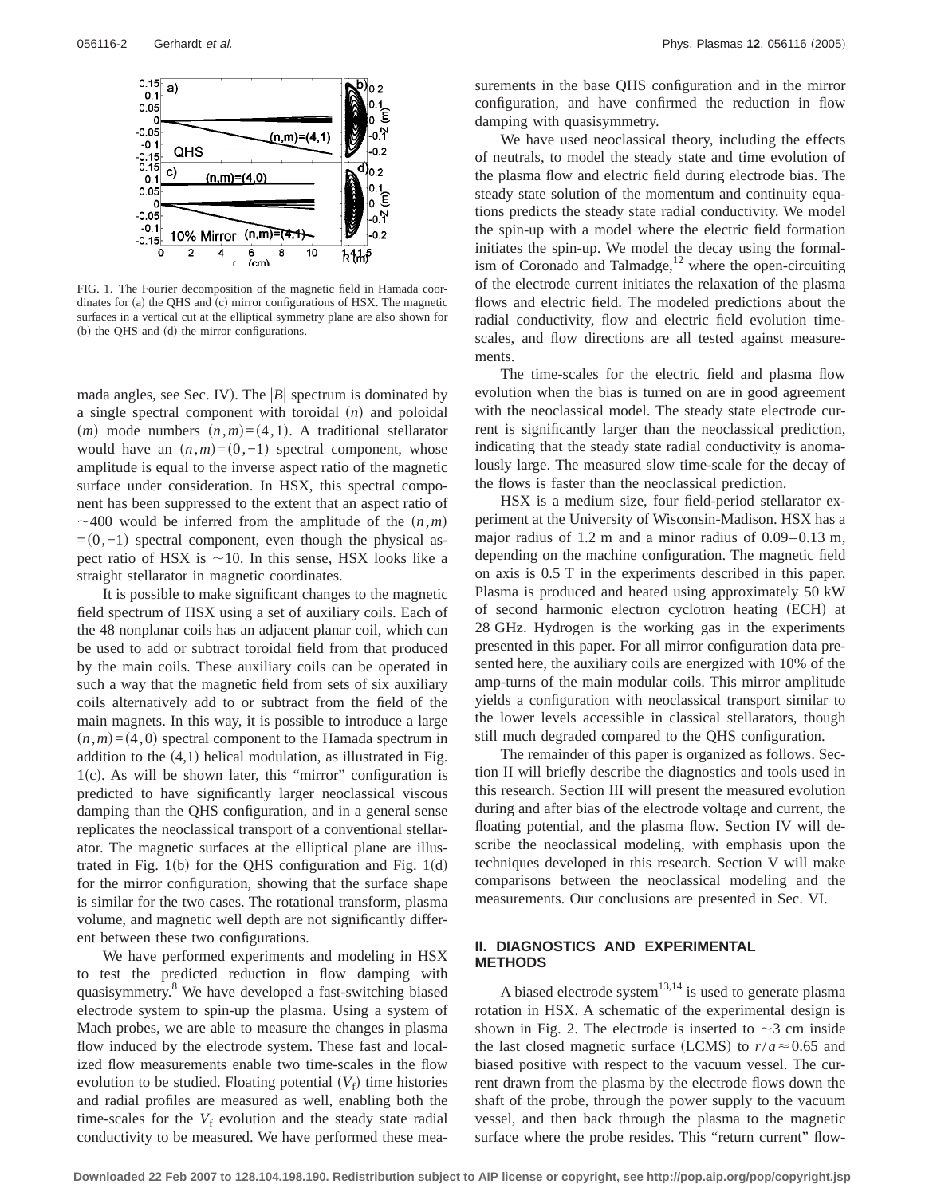FIG. 1. The Fourier decomposition of the magnetic field in Hamada coordinates for (a) the QHS and (c) mirror configurations of HSX. The magnetic surfaces in a vertical cut at the elliptical symmetry plane are also shown for (b) the QHS and (d) the mirror configurations.

mada angles, see Sec. IV). The $|B|$ spectrum is dominated by a single spectral component with toroidal $(n)$ and poloidal $(m)$ mode numbers $(n,m)=(4,1)$. A traditional stellarator would have an $(n,m)=(0,-1)$ spectral component, whose amplitude is equal to the inverse aspect ratio of the magnetic surface under consideration. In HSX, this spectral component has been suppressed to the extent that an aspect ratio of $\sim 400$ would be inferred from the amplitude of the $(n,m)=(0,-1)$ spectral component, even though the physical aspect ratio of HSX is $\sim 10$. In this sense, HSX looks like a straight stellarator in magnetic coordinates.

It is possible to make significant changes to the magnetic field spectrum of HSX using a set of auxiliary coils. Each of the 48 nonplanar coils has an adjacent planar coil, which can be used to add or subtract toroidal field from that produced by the main coils. These auxiliary coils can be operated in such a way that the magnetic field from sets of six auxiliary coils alternatively add to or subtract from the field of the main magnets. In this way, it is possible to introduce a large $(n,m)=(4,0)$ spectral component to the Hamada spectrum in addition to the (4,1) helical modulation, as illustrated in Fig. 1(c). As will be shown later, this "mirror" configuration is predicted to have significantly larger neoclassical viscous damping than the QHS configuration, and in a general sense replicates the neoclassical transport of a conventional stellarator. The magnetic surfaces at the elliptical plane are illustrated in Fig. 1(b) for the QHS configuration and Fig. 1(d) for the mirror configuration, showing that the surface shape is similar for the two cases. The rotational transform, plasma volume, and magnetic well depth are not significantly different between these two configurations.

We have performed experiments and modeling in HSX to test the predicted reduction in flow damping with quasisymmetry.[8] We have developed a fast-switching biased electrode system to spin-up the plasma. Using a system of Mach probes, we are able to measure the changes in plasma flow induced by the electrode system. These fast and localized flow measurements enable two time-scales in the flow evolution to be studied. Floating potential $(V_f)$ time histories and radial profiles are measured as well, enabling both the time-scales for the $V_f$ evolution and the steady state radial conductivity to be measured. We have performed these measurements in the base QHS configuration and in the mirror configuration, and have confirmed the reduction in flow damping with quasisymmetry.

We have used neoclassical theory, including the effects of neutrals, to model the steady state and time evolution of the plasma flow and electric field during electrode bias. The steady state solution of the momentum and continuity equations predicts the steady state radial conductivity. We model the spin-up with a model where the electric field formation initiates the spin-up. We model the decay using the formalism of Coronado and Talmadge,[12] where the open-circuiting of the electrode current initiates the relaxation of the plasma flows and electric field. The modeled predictions about the radial conductivity, flow and electric field evolution time-scales, and flow directions are all tested against measurements.

The time-scales for the electric field and plasma flow evolution when the bias is turned on are in good agreement with the neoclassical model. The steady state electrode current is significantly larger than the neoclassical prediction, indicating that the steady state radial conductivity is anomalously large. The measured slow time-scale for the decay of the flows is faster than the neoclassical prediction.

HSX is a medium size, four field-period stellarator experiment at the University of Wisconsin-Madison. HSX has a major radius of 1.2 m and a minor radius of 0.09–0.13 m, depending on the machine configuration. The magnetic field on axis is 0.5 T in the experiments described in this paper. Plasma is produced and heated using approximately 50 kW of second harmonic electron cyclotron heating (ECH) at 28 GHz. Hydrogen is the working gas in the experiments presented in this paper. For all mirror configuration data presented here, the auxiliary coils are energized with 10% of the amp-turns of the main modular coils. This mirror amplitude yields a configuration with neoclassical transport similar to the lower levels accessible in classical stellarators, though still much degraded compared to the QHS configuration.

The remainder of this paper is organized as follows. Section II will briefly describe the diagnostics and tools used in this research. Section III will present the measured evolution during and after bias of the electrode voltage and current, the floating potential, and the plasma flow. Section IV will describe the neoclassical modeling, with emphasis upon the techniques developed in this research. Section V will make comparisons between the neoclassical modeling and the measurements. Our conclusions are presented in Sec. VI.

## II. DIAGNOSTICS AND EXPERIMENTAL METHODS

A biased electrode system[13,14] is used to generate plasma rotation in HSX. A schematic of the experimental design is shown in Fig. 2. The electrode is inserted to $\sim 3$ cm inside the last closed magnetic surface (LCMS) to $r/a \approx 0.65$ and biased positive with respect to the vacuum vessel. The current drawn from the plasma by the electrode flows down the shaft of the probe, through the power supply to the vacuum vessel, and then back through the plasma to the magnetic surface where the probe resides. This "return current" flow-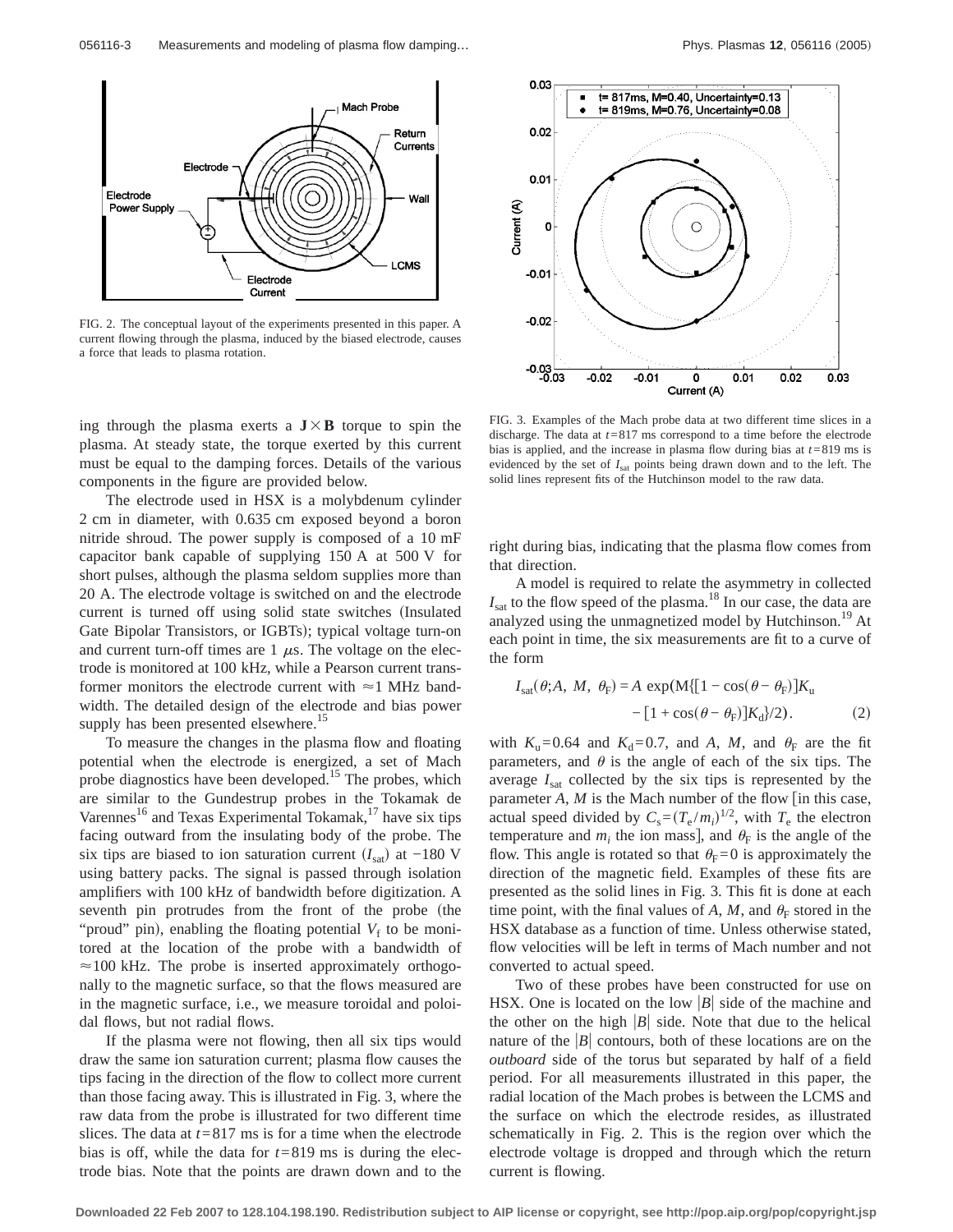FIG. 2. The conceptual layout of the experiments presented in this paper. A current flowing through the plasma, induced by the biased electrode, causes a force that leads to plasma rotation.

FIG. 3. Examples of the Mach probe data at two different time slices in a discharge. The data at $t$=817 ms correspond to a time before the electrode bias is applied, and the increase in plasma flow during bias at $t$=819 ms is evidenced by the set of $I_{sat}$ points being drawn down and to the left. The solid lines represent fits of the Hutchinson model to the raw data.

ing through the plasma exerts a $\mathbf{J}\times\mathbf{B}$ torque to spin the plasma. At steady state, the torque exerted by this current must be equal to the damping forces. Details of the various components in the figure are provided below.

The electrode used in HSX is a molybdenum cylinder 2 cm in diameter, with 0.635 cm exposed beyond a boron nitride shroud. The power supply is composed of a 10 mF capacitor bank capable of supplying 150 A at 500 V for short pulses, although the plasma seldom supplies more than 20 A. The electrode voltage is switched on and the electrode current is turned off using solid state switches (Insulated Gate Bipolar Transistors, or IGBTs); typical voltage turn-on and current turn-off times are 1 $\mu$s. The voltage on the electrode is monitored at 100 kHz, while a Pearson current transformer monitors the electrode current with $\approx$1 MHz bandwidth. The detailed design of the electrode and bias power supply has been presented elsewhere.[15]

To measure the changes in the plasma flow and floating potential when the electrode is energized, a set of Mach probe diagnostics have been developed.[15] The probes, which are similar to the Gundestrup probes in the Tokamak de Varennes[16] and Texas Experimental Tokamak,[17] have six tips facing outward from the insulating body of the probe. The six tips are biased to ion saturation current ($I_{sat}$) at −180 V using battery packs. The signal is passed through isolation amplifiers with 100 kHz of bandwidth before digitization. A seventh pin protrudes from the front of the probe (the "proud" pin), enabling the floating potential $V_f$ to be monitored at the location of the probe with a bandwidth of $\approx$100 kHz. The probe is inserted approximately orthogonally to the magnetic surface, so that the flows measured are in the magnetic surface, i.e., we measure toroidal and poloidal flows, but not radial flows.

If the plasma were not flowing, then all six tips would draw the same ion saturation current; plasma flow causes the tips facing in the direction of the flow to collect more current than those facing away. This is illustrated in Fig. 3, where the raw data from the probe is illustrated for two different time slices. The data at $t$=817 ms is for a time when the electrode bias is off, while the data for $t$=819 ms is during the electrode bias. Note that the points are drawn down and to the right during bias, indicating that the plasma flow comes from that direction.

A model is required to relate the asymmetry in collected $I_{sat}$ to the flow speed of the plasma.[18] In our case, the data are analyzed using the unmagnetized model by Hutchinson.[19] At each point in time, the six measurements are fit to a curve of the form

$$I_{sat}(\theta;A,\ M,\ \theta_F) = A\ \exp(M\{[1-\cos(\theta-\theta_F)]K_u - [1+\cos(\theta-\theta_F)]K_d\}/2). \qquad (2)$$

with $K_u$=0.64 and $K_d$=0.7, and $A$, $M$, and $\theta_F$ are the fit parameters, and $\theta$ is the angle of each of the six tips. The average $I_{sat}$ collected by the six tips is represented by the parameter $A$, $M$ is the Mach number of the flow [in this case, actual speed divided by $C_s=(T_e/m_i)^{1/2}$, with $T_e$ the electron temperature and $m_i$ the ion mass], and $\theta_F$ is the angle of the flow. This angle is rotated so that $\theta_F$=0 is approximately the direction of the magnetic field. Examples of these fits are presented as the solid lines in Fig. 3. This fit is done at each time point, with the final values of $A$, $M$, and $\theta_F$ stored in the HSX database as a function of time. Unless otherwise stated, flow velocities will be left in terms of Mach number and not converted to actual speed.

Two of these probes have been constructed for use on HSX. One is located on the low $|B|$ side of the machine and the other on the high $|B|$ side. Note that due to the helical nature of the $|B|$ contours, both of these locations are on the *outboard* side of the torus but separated by half of a field period. For all measurements illustrated in this paper, the radial location of the Mach probes is between the LCMS and the surface on which the electrode resides, as illustrated schematically in Fig. 2. This is the region over which the electrode voltage is dropped and through which the return current is flowing.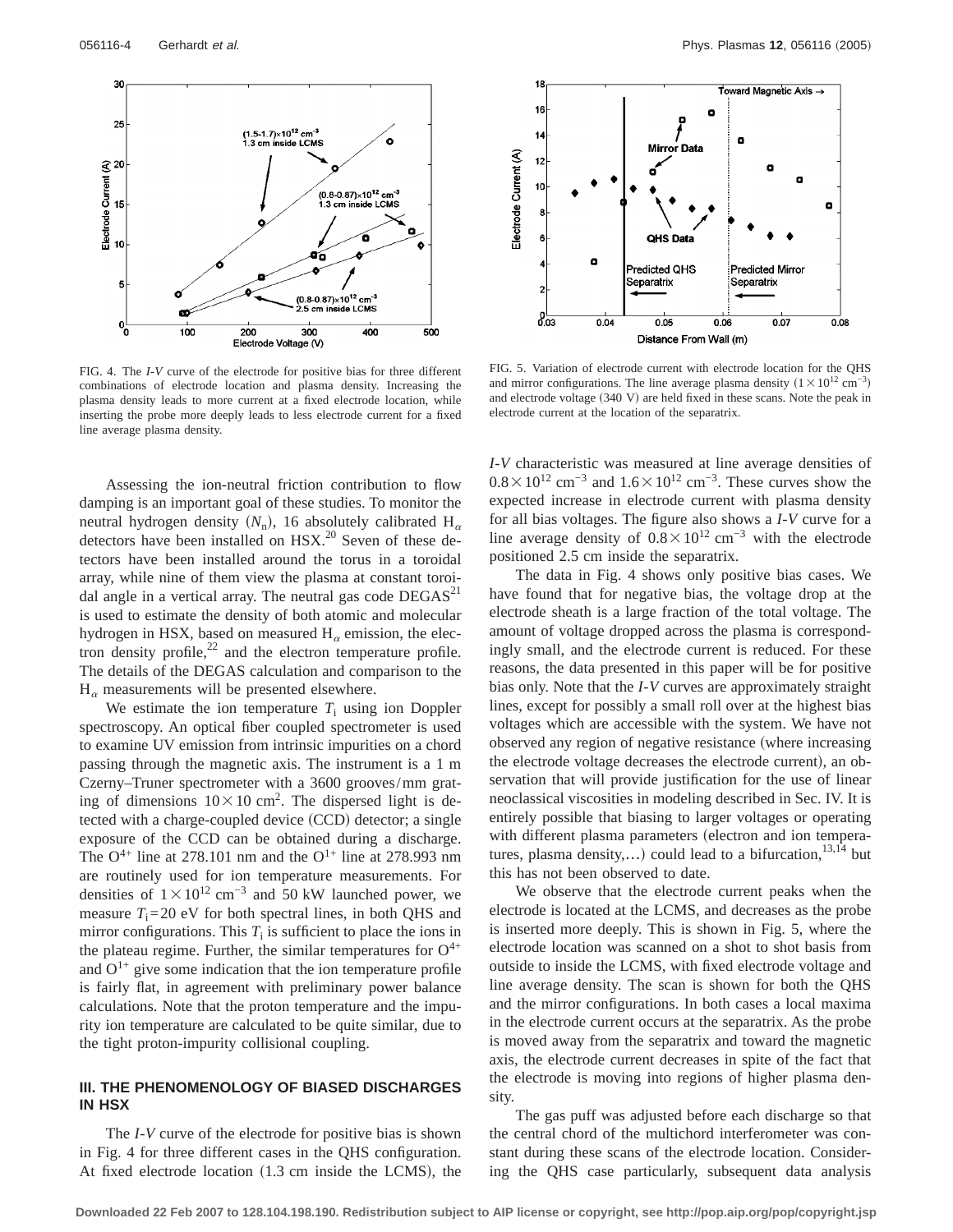FIG. 4. The *I-V* curve of the electrode for positive bias for three different combinations of electrode location and plasma density. Increasing the plasma density leads to more current at a fixed electrode location, while inserting the probe more deeply leads to less electrode current for a fixed line average plasma density.

FIG. 5. Variation of electrode current with electrode location for the QHS and mirror configurations. The line average plasma density ($1\times10^{12}$ cm$^{-3}$) and electrode voltage (340 V) are held fixed in these scans. Note the peak in electrode current at the location of the separatrix.

Assessing the ion-neutral friction contribution to flow damping is an important goal of these studies. To monitor the neutral hydrogen density ($N_n$), 16 absolutely calibrated $H_\alpha$ detectors have been installed on HSX.[20] Seven of these detectors have been installed around the torus in a toroidal array, while nine of them view the plasma at constant toroidal angle in a vertical array. The neutral gas code DEGAS[21] is used to estimate the density of both atomic and molecular hydrogen in HSX, based on measured $H_\alpha$ emission, the electron density profile,[22] and the electron temperature profile. The details of the DEGAS calculation and comparison to the $H_\alpha$ measurements will be presented elsewhere.

We estimate the ion temperature $T_i$ using ion Doppler spectroscopy. An optical fiber coupled spectrometer is used to examine UV emission from intrinsic impurities on a chord passing through the magnetic axis. The instrument is a 1 m Czerny–Truner spectrometer with a 3600 grooves/mm grating of dimensions $10\times10$ cm$^2$. The dispersed light is detected with a charge-coupled device (CCD) detector; a single exposure of the CCD can be obtained during a discharge. The $O^{4+}$ line at 278.101 nm and the $O^{1+}$ line at 278.993 nm are routinely used for ion temperature measurements. For densities of $1\times10^{12}$ cm$^{-3}$ and 50 kW launched power, we measure $T_i=20$ eV for both spectral lines, in both QHS and mirror configurations. This $T_i$ is sufficient to place the ions in the plateau regime. Further, the similar temperatures for $O^{4+}$ and $O^{1+}$ give some indication that the ion temperature profile is fairly flat, in agreement with preliminary power balance calculations. Note that the proton temperature and the impurity ion temperature are calculated to be quite similar, due to the tight proton-impurity collisional coupling.

## III. THE PHENOMENOLOGY OF BIASED DISCHARGES IN HSX

The *I-V* curve of the electrode for positive bias is shown in Fig. 4 for three different cases in the QHS configuration. At fixed electrode location (1.3 cm inside the LCMS), the *I-V* characteristic was measured at line average densities of $0.8\times10^{12}$ cm$^{-3}$ and $1.6\times10^{12}$ cm$^{-3}$. These curves show the expected increase in electrode current with plasma density for all bias voltages. The figure also shows a *I-V* curve for a line average density of $0.8\times10^{12}$ cm$^{-3}$ with the electrode positioned 2.5 cm inside the separatrix.

The data in Fig. 4 shows only positive bias cases. We have found that for negative bias, the voltage drop at the electrode sheath is a large fraction of the total voltage. The amount of voltage dropped across the plasma is correspondingly small, and the electrode current is reduced. For these reasons, the data presented in this paper will be for positive bias only. Note that the *I-V* curves are approximately straight lines, except for possibly a small roll over at the highest bias voltages which are accessible with the system. We have not observed any region of negative resistance (where increasing the electrode voltage decreases the electrode current), an observation that will provide justification for the use of linear neoclassical viscosities in modeling described in Sec. IV. It is entirely possible that biasing to larger voltages or operating with different plasma parameters (electron and ion temperatures, plasma density,...) could lead to a bifurcation,[13,14] but this has not been observed to date.

We observe that the electrode current peaks when the electrode is located at the LCMS, and decreases as the probe is inserted more deeply. This is shown in Fig. 5, where the electrode location was scanned on a shot to shot basis from outside to inside the LCMS, with fixed electrode voltage and line average density. The scan is shown for both the QHS and the mirror configurations. In both cases a local maxima in the electrode current occurs at the separatrix. As the probe is moved away from the separatrix and toward the magnetic axis, the electrode current decreases in spite of the fact that the electrode is moving into regions of higher plasma density.

The gas puff was adjusted before each discharge so that the central chord of the multichord interferometer was constant during these scans of the electrode location. Considering the QHS case particularly, subsequent data analysis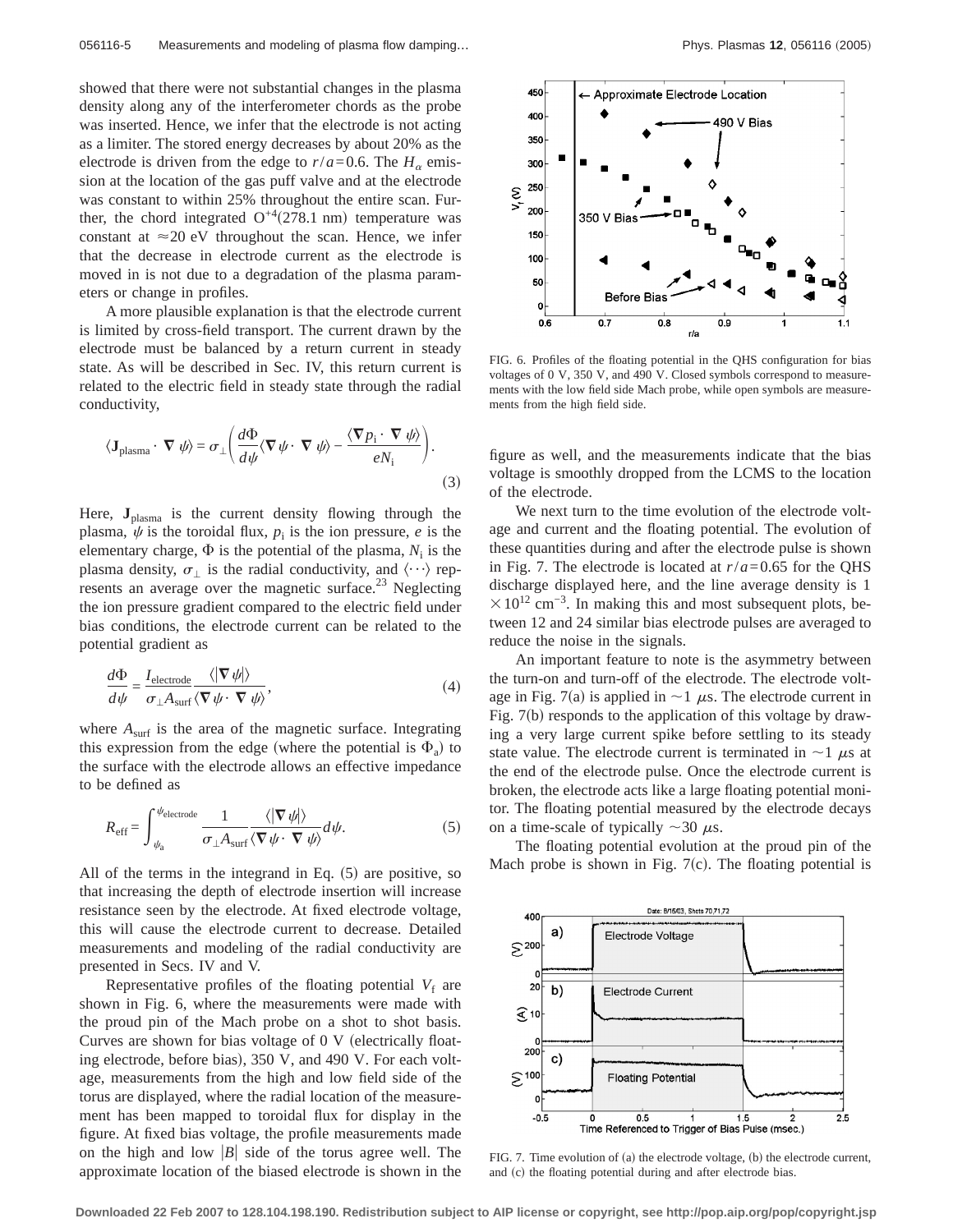showed that there were not substantial changes in the plasma density along any of the interferometer chords as the probe was inserted. Hence, we infer that the electrode is not acting as a limiter. The stored energy decreases by about 20% as the electrode is driven from the edge to $r/a=0.6$. The $H_\alpha$ emission at the location of the gas puff valve and at the electrode was constant to within 25% throughout the entire scan. Further, the chord integrated $O^{+4}$(278.1 nm) temperature was constant at $\approx 20$ eV throughout the scan. Hence, we infer that the decrease in electrode current as the electrode is moved in is not due to a degradation of the plasma parameters or change in profiles.

A more plausible explanation is that the electrode current is limited by cross-field transport. The current drawn by the electrode must be balanced by a return current in steady state. As will be described in Sec. IV, this return current is related to the electric field in steady state through the radial conductivity,

$$\langle \mathbf{J}_{\text{plasma}} \cdot \nabla \psi \rangle = \sigma_\perp \left( \frac{d\Phi}{d\psi} \langle \nabla \psi \cdot \nabla \psi \rangle - \frac{\langle \nabla p_i \cdot \nabla \psi \rangle}{e N_i} \right). \tag{3}$$

Here, $\mathbf{J}_{\text{plasma}}$ is the current density flowing through the plasma, $\psi$ is the toroidal flux, $p_i$ is the ion pressure, $e$ is the elementary charge, $\Phi$ is the potential of the plasma, $N_i$ is the plasma density, $\sigma_\perp$ is the radial conductivity, and $\langle \cdots \rangle$ represents an average over the magnetic surface.[23] Neglecting the ion pressure gradient compared to the electric field under bias conditions, the electrode current can be related to the potential gradient as

$$\frac{d\Phi}{d\psi} = \frac{I_{\text{electrode}}}{\sigma_\perp A_{\text{surf}}} \frac{\langle |\nabla \psi| \rangle}{\langle \nabla \psi \cdot \nabla \psi \rangle}, \tag{4}$$

where $A_{\text{surf}}$ is the area of the magnetic surface. Integrating this expression from the edge (where the potential is $\Phi_a$) to the surface with the electrode allows an effective impedance to be defined as

$$R_{\text{eff}} = \int_{\psi_a}^{\psi_{\text{electrode}}} \frac{1}{\sigma_\perp A_{\text{surf}}} \frac{\langle |\nabla \psi| \rangle}{\langle \nabla \psi \cdot \nabla \psi \rangle} d\psi. \tag{5}$$

All of the terms in the integrand in Eq. (5) are positive, so that increasing the depth of electrode insertion will increase resistance seen by the electrode. At fixed electrode voltage, this will cause the electrode current to decrease. Detailed measurements and modeling of the radial conductivity are presented in Secs. IV and V.

Representative profiles of the floating potential $V_f$ are shown in Fig. 6, where the measurements were made with the proud pin of the Mach probe on a shot to shot basis. Curves are shown for bias voltage of 0 V (electrically floating electrode, before bias), 350 V, and 490 V. For each voltage, measurements from the high and low field side of the torus are displayed, where the radial location of the measurement has been mapped to toroidal flux for display in the figure. At fixed bias voltage, the profile measurements made on the high and low $|B|$ side of the torus agree well. The approximate location of the biased electrode is shown in the figure as well, and the measurements indicate that the bias voltage is smoothly dropped from the LCMS to the location of the electrode.

FIG. 6. Profiles of the floating potential in the QHS configuration for bias voltages of 0 V, 350 V, and 490 V. Closed symbols correspond to measurements with the low field side Mach probe, while open symbols are measurements from the high field side.

We next turn to the time evolution of the electrode voltage and current and the floating potential. The evolution of these quantities during and after the electrode pulse is shown in Fig. 7. The electrode is located at $r/a=0.65$ for the QHS discharge displayed here, and the line average density is $1 \times 10^{12}$ cm$^{-3}$. In making this and most subsequent plots, between 12 and 24 similar bias electrode pulses are averaged to reduce the noise in the signals.

An important feature to note is the asymmetry between the turn-on and turn-off of the electrode. The electrode voltage in Fig. 7(a) is applied in $\sim 1$ $\mu$s. The electrode current in Fig. 7(b) responds to the application of this voltage by drawing a very large current spike before settling to its steady state value. The electrode current is terminated in $\sim 1$ $\mu$s at the end of the electrode pulse. Once the electrode current is broken, the electrode acts like a large floating potential monitor. The floating potential measured by the electrode decays on a time-scale of typically $\sim 30$ $\mu$s.

The floating potential evolution at the proud pin of the Mach probe is shown in Fig. 7(c). The floating potential is

FIG. 7. Time evolution of (a) the electrode voltage, (b) the electrode current, and (c) the floating potential during and after electrode bias.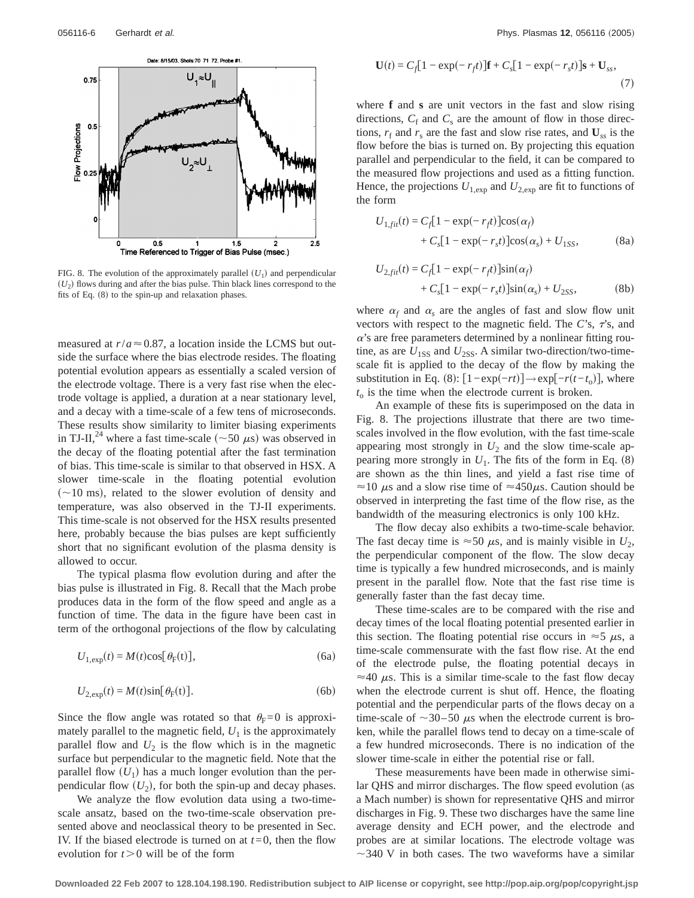FIG. 8. The evolution of the approximately parallel ($U_1$) and perpendicular ($U_2$) flows during and after the bias pulse. Thin black lines correspond to the fits of Eq. (8) to the spin-up and relaxation phases.

measured at $r/a \approx 0.87$, a location inside the LCMS but outside the surface where the bias electrode resides. The floating potential evolution appears as essentially a scaled version of the electrode voltage. There is a very fast rise when the electrode voltage is applied, a duration at a near stationary level, and a decay with a time-scale of a few tens of microseconds. These results show similarity to limiter biasing experiments in TJ-II,[24] where a fast time-scale ($\sim 50\ \mu$s) was observed in the decay of the floating potential after the fast termination of bias. This time-scale is similar to that observed in HSX. A slower time-scale in the floating potential evolution ($\sim 10$ ms), related to the slower evolution of density and temperature, was also observed in the TJ-II experiments. This time-scale is not observed for the HSX results presented here, probably because the bias pulses are kept sufficiently short that no significant evolution of the plasma density is allowed to occur.

The typical plasma flow evolution during and after the bias pulse is illustrated in Fig. 8. Recall that the Mach probe produces data in the form of the flow speed and angle as a function of time. The data in the figure have been cast in term of the orthogonal projections of the flow by calculating

$$U_{1,\exp}(t) = M(t)\cos[\theta_F(t)], \tag{6a}$$

$$U_{2,\exp}(t) = M(t)\sin[\theta_F(t)]. \tag{6b}$$

Since the flow angle was rotated so that $\theta_F = 0$ is approximately parallel to the magnetic field, $U_1$ is the approximately parallel flow and $U_2$ is the flow which is in the magnetic surface but perpendicular to the magnetic field. Note that the parallel flow ($U_1$) has a much longer evolution than the perpendicular flow ($U_2$), for both the spin-up and decay phases.

We analyze the flow evolution data using a two-time-scale ansatz, based on the two-time-scale observation presented above and neoclassical theory to be presented in Sec. IV. If the biased electrode is turned on at $t=0$, then the flow evolution for $t>0$ will be of the form

$$\mathbf{U}(t) = C_f[1 - \exp(-r_f t)]\mathbf{f} + C_s[1 - \exp(-r_s t)]\mathbf{s} + \mathbf{U}_{ss}, \tag{7}$$

where $\mathbf{f}$ and $\mathbf{s}$ are unit vectors in the fast and slow rising directions, $C_f$ and $C_s$ are the amount of flow in those directions, $r_f$ and $r_s$ are the fast and slow rise rates, and $\mathbf{U}_{ss}$ is the flow before the bias is turned on. By projecting this equation parallel and perpendicular to the field, it can be compared to the measured flow projections and used as a fitting function. Hence, the projections $U_{1,\exp}$ and $U_{2,\exp}$ are fit to functions of the form

$$U_{1,fit}(t) = C_f[1 - \exp(-r_f t)]\cos(\alpha_f) + C_s[1 - \exp(-r_s t)]\cos(\alpha_s) + U_{1SS}, \tag{8a}$$

$$U_{2,fit}(t) = C_f[1 - \exp(-r_f t)]\sin(\alpha_f) + C_s[1 - \exp(-r_s t)]\sin(\alpha_s) + U_{2SS}, \tag{8b}$$

where $\alpha_f$ and $\alpha_s$ are the angles of fast and slow flow unit vectors with respect to the magnetic field. The $C$'s, $\tau$'s, and $\alpha$'s are free parameters determined by a nonlinear fitting routine, as are $U_{1SS}$ and $U_{2SS}$. A similar two-direction/two-time-scale fit is applied to the decay of the flow by making the substitution in Eq. (8): $[1-\exp(-rt)] \rightarrow \exp[-r(t-t_o)]$, where $t_o$ is the time when the electrode current is broken.

An example of these fits is superimposed on the data in Fig. 8. The projections illustrate that there are two time-scales involved in the flow evolution, with the fast time-scale appearing most strongly in $U_2$ and the slow time-scale appearing more strongly in $U_1$. The fits of the form in Eq. (8) are shown as the thin lines, and yield a fast rise time of $\approx 10\ \mu$s and a slow rise time of $\approx 450\,\mu$s. Caution should be observed in interpreting the fast time of the flow rise, as the bandwidth of the measuring electronics is only 100 kHz.

The flow decay also exhibits a two-time-scale behavior. The fast decay time is $\approx 50\ \mu$s, and is mainly visible in $U_2$, the perpendicular component of the flow. The slow decay time is typically a few hundred microseconds, and is mainly present in the parallel flow. Note that the fast rise time is generally faster than the fast decay time.

These time-scales are to be compared with the rise and decay times of the local floating potential presented earlier in this section. The floating potential rise occurs in $\approx 5\ \mu$s, a time-scale commensurate with the fast flow rise. At the end of the electrode pulse, the floating potential decays in $\approx 40\ \mu$s. This is a similar time-scale to the fast flow decay when the electrode current is shut off. Hence, the floating potential and the perpendicular parts of the flows decay on a time-scale of $\sim 30$–$50\ \mu$s when the electrode current is broken, while the parallel flows tend to decay on a time-scale of a few hundred microseconds. There is no indication of the slower time-scale in either the potential rise or fall.

These measurements have been made in otherwise similar QHS and mirror discharges. The flow speed evolution (as a Mach number) is shown for representative QHS and mirror discharges in Fig. 9. These two discharges have the same line average density and ECH power, and the electrode and probes are at similar locations. The electrode voltage was $\sim 340$ V in both cases. The two waveforms have a similar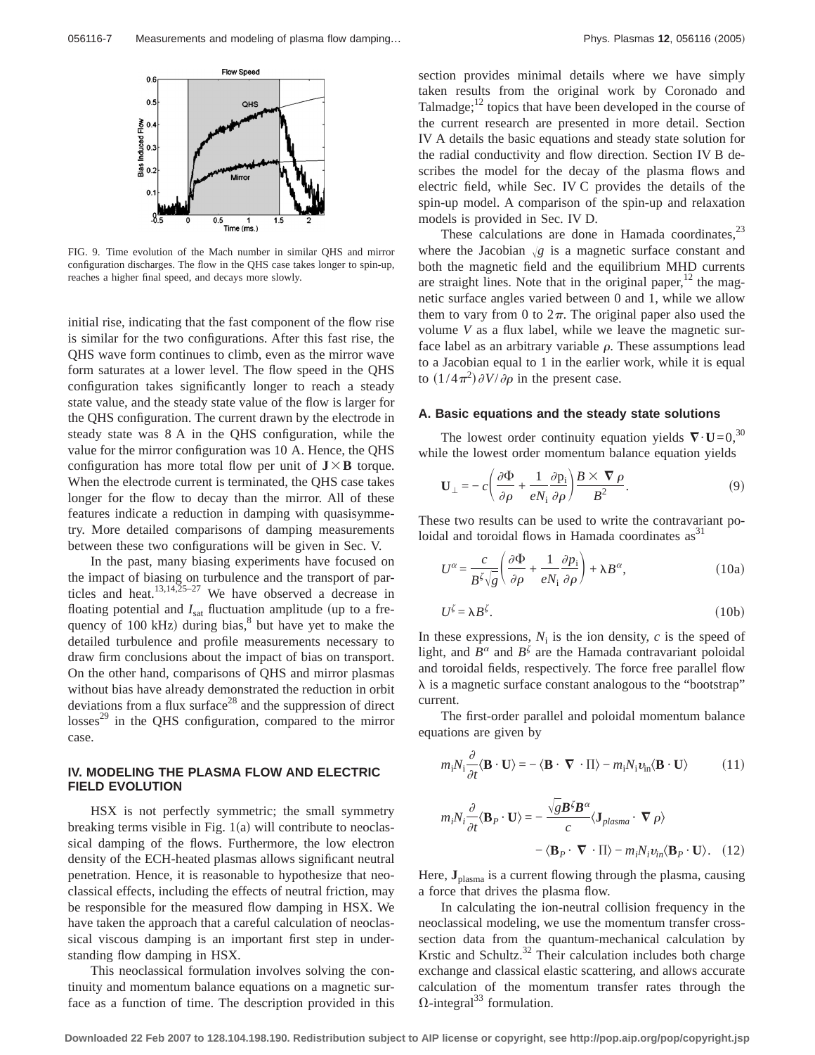FIG. 9. Time evolution of the Mach number in similar QHS and mirror configuration discharges. The flow in the QHS case takes longer to spin-up, reaches a higher final speed, and decays more slowly.

initial rise, indicating that the fast component of the flow rise is similar for the two configurations. After this fast rise, the QHS wave form continues to climb, even as the mirror wave form saturates at a lower level. The flow speed in the QHS configuration takes significantly longer to reach a steady state value, and the steady state value of the flow is larger for the QHS configuration. The current drawn by the electrode in steady state was 8 A in the QHS configuration, while the value for the mirror configuration was 10 A. Hence, the QHS configuration has more total flow per unit of $\mathbf{J}\times\mathbf{B}$ torque. When the electrode current is terminated, the QHS case takes longer for the flow to decay than the mirror. All of these features indicate a reduction in damping with quasisymmetry. More detailed comparisons of damping measurements between these two configurations will be given in Sec. V.

In the past, many biasing experiments have focused on the impact of biasing on turbulence and the transport of particles and heat.[13,14,25–27] We have observed a decrease in floating potential and $I_{\mathrm{sat}}$ fluctuation amplitude (up to a frequency of 100 kHz) during bias,[8] but have yet to make the detailed turbulence and profile measurements necessary to draw firm conclusions about the impact of bias on transport. On the other hand, comparisons of QHS and mirror plasmas without bias have already demonstrated the reduction in orbit deviations from a flux surface[28] and the suppression of direct losses[29] in the QHS configuration, compared to the mirror case.

## IV. MODELING THE PLASMA FLOW AND ELECTRIC FIELD EVOLUTION

HSX is not perfectly symmetric; the small symmetry breaking terms visible in Fig. 1(a) will contribute to neoclassical damping of the flows. Furthermore, the low electron density of the ECH-heated plasmas allows significant neutral penetration. Hence, it is reasonable to hypothesize that neoclassical effects, including the effects of neutral friction, may be responsible for the measured flow damping in HSX. We have taken the approach that a careful calculation of neoclassical viscous damping is an important first step in understanding flow damping in HSX.

This neoclassical formulation involves solving the continuity and momentum balance equations on a magnetic surface as a function of time. The description provided in this section provides minimal details where we have simply taken results from the original work by Coronado and Talmadge;[12] topics that have been developed in the course of the current research are presented in more detail. Section IV A details the basic equations and steady state solution for the radial conductivity and flow direction. Section IV B describes the model for the decay of the plasma flows and electric field, while Sec. IV C provides the details of the spin-up model. A comparison of the spin-up and relaxation models is provided in Sec. IV D.

These calculations are done in Hamada coordinates,[23] where the Jacobian $\sqrt{g}$ is a magnetic surface constant and both the magnetic field and the equilibrium MHD currents are straight lines. Note that in the original paper,[12] the magnetic surface angles varied between 0 and 1, while we allow them to vary from 0 to $2\pi$. The original paper also used the volume $V$ as a flux label, while we leave the magnetic surface label as an arbitrary variable $\rho$. These assumptions lead to a Jacobian equal to 1 in the earlier work, while it is equal to $(1/4\pi^2)\partial V/\partial\rho$ in the present case.

### A. Basic equations and the steady state solutions

The lowest order continuity equation yields $\nabla\cdot\mathbf{U}=0$,[30] while the lowest order momentum balance equation yields

$$\mathbf{U}_{\perp} = -c\left(\frac{\partial\Phi}{\partial\rho} + \frac{1}{eN_{\mathrm{i}}}\frac{\partial p_{\mathrm{i}}}{\partial\rho}\right)\frac{B\times\nabla\rho}{B^2}. \tag{9}$$

These two results can be used to write the contravariant poloidal and toroidal flows in Hamada coordinates as[31]

$$U^{\alpha} = \frac{c}{B^{\zeta}\sqrt{g}}\left(\frac{\partial\Phi}{\partial\rho} + \frac{1}{eN_{\mathrm{i}}}\frac{\partial p_{\mathrm{i}}}{\partial\rho}\right) + \lambda B^{\alpha}, \tag{10a}$$

$$U^{\zeta} = \lambda B^{\zeta}. \tag{10b}$$

In these expressions, $N_{\mathrm{i}}$ is the ion density, $c$ is the speed of light, and $B^{\alpha}$ and $B^{\zeta}$ are the Hamada contravariant poloidal and toroidal fields, respectively. The force free parallel flow $\lambda$ is a magnetic surface constant analogous to the "bootstrap" current.

The first-order parallel and poloidal momentum balance equations are given by

$$m_{\mathrm{i}}N_{\mathrm{i}}\frac{\partial}{\partial t}\langle\mathbf{B}\cdot\mathbf{U}\rangle = -\langle\mathbf{B}\cdot\nabla\cdot\Pi\rangle - m_{\mathrm{i}}N_{\mathrm{i}}\nu_{\mathrm{in}}\langle\mathbf{B}\cdot\mathbf{U}\rangle \tag{11}$$

$$m_i N_i\frac{\partial}{\partial t}\langle\mathbf{B}_P\cdot\mathbf{U}\rangle = -\frac{\sqrt{g}\boldsymbol{B}^{\zeta}\boldsymbol{B}^{\alpha}}{c}\langle\mathbf{J}_{plasma}\cdot\nabla\rho\rangle - \langle\mathbf{B}_P\cdot\nabla\cdot\Pi\rangle - m_i N_i\nu_{in}\langle\mathbf{B}_P\cdot\mathbf{U}\rangle. \tag{12}$$

Here, $\mathbf{J}_{\mathrm{plasma}}$ is a current flowing through the plasma, causing a force that drives the plasma flow.

In calculating the ion-neutral collision frequency in the neoclassical modeling, we use the momentum transfer cross-section data from the quantum-mechanical calculation by Krstic and Schultz.[32] Their calculation includes both charge exchange and classical elastic scattering, and allows accurate calculation of the momentum transfer rates through the $\Omega$-integral[33] formulation.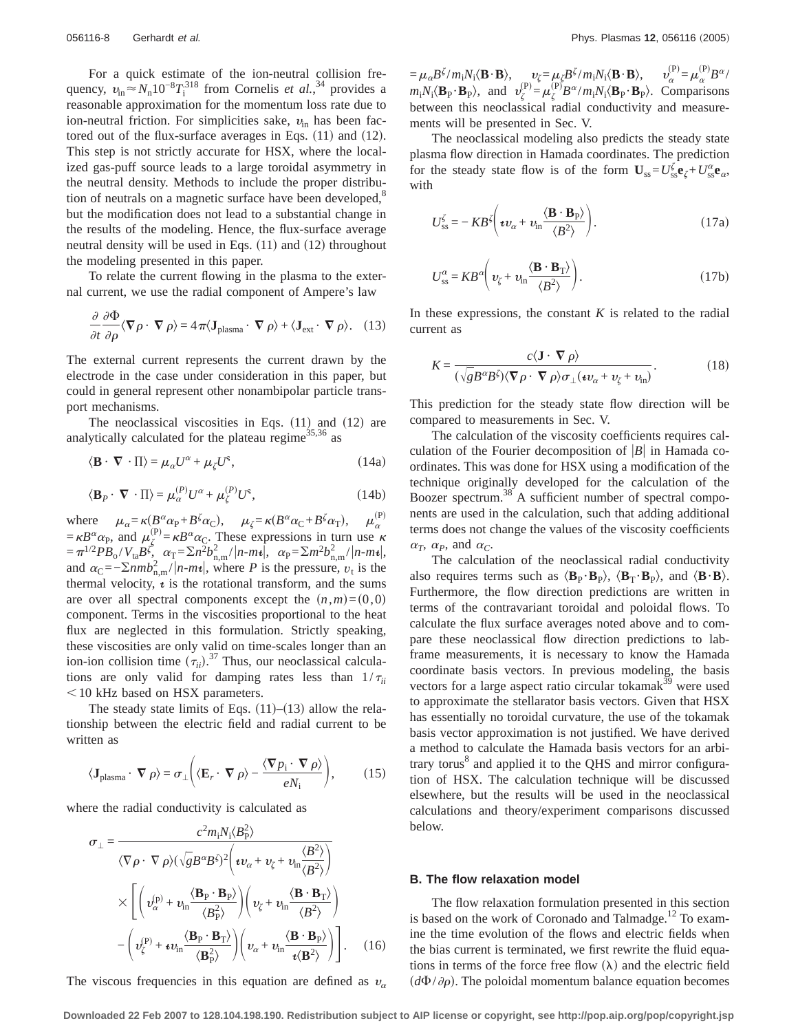For a quick estimate of the ion-neutral collision frequency, $v_{\rm in} \approx N_{\rm n} 10^{-8} T_{\rm i}^{318}$ from Cornelis *et al.*,[34] provides a reasonable approximation for the momentum loss rate due to ion-neutral friction. For simplicities sake, $v_{\rm in}$ has been factored out of the flux-surface averages in Eqs. (11) and (12). This step is not strictly accurate for HSX, where the localized gas-puff source leads to a large toroidal asymmetry in the neutral density. Methods to include the proper distribution of neutrals on a magnetic surface have been developed,[8] but the modification does not lead to a substantial change in the results of the modeling. Hence, the flux-surface average neutral density will be used in Eqs. (11) and (12) throughout the modeling presented in this paper.

To relate the current flowing in the plasma to the external current, we use the radial component of Ampere's law

$$\frac{\partial}{\partial t}\frac{\partial \Phi}{\partial \rho}\langle \nabla \rho \cdot \nabla \rho \rangle = 4\pi \langle \mathbf{J}_{\rm plasma} \cdot \nabla \rho \rangle + \langle \mathbf{J}_{\rm ext} \cdot \nabla \rho \rangle. \quad (13)$$

The external current represents the current drawn by the electrode in the case under consideration in this paper, but could in general represent other nonambipolar particle transport mechanisms.

The neoclassical viscosities in Eqs. (11) and (12) are analytically calculated for the plateau regime[35,36] as

$$\langle \mathbf{B} \cdot \nabla \cdot \Pi \rangle = \mu_\alpha U^\alpha + \mu_\zeta U^\varsigma, \quad (14a)$$

$$\langle \mathbf{B}_P \cdot \nabla \cdot \Pi \rangle = \mu_\alpha^{(P)} U^\alpha + \mu_\zeta^{(P)} U^\varsigma, \quad (14b)$$

where $\mu_\alpha = \kappa(B^\alpha \alpha_{\rm P} + B^\zeta \alpha_{\rm C})$, $\mu_\zeta = \kappa(B^\alpha \alpha_{\rm C} + B^\zeta \alpha_{\rm T})$, $\mu_\alpha^{(\rm P)} = \kappa B^\alpha \alpha_{\rm P}$, and $\mu_\zeta^{(\rm P)} = \kappa B^\alpha \alpha_{\rm C}$. These expressions in turn use $\kappa = \pi^{1/2} P B_{\rm o}/V_{\rm ta} B^\zeta$, $\alpha_{\rm T} = \Sigma n^2 b_{\rm n,m}^2/|n - m\iota|$, $\alpha_{\rm P} = \Sigma m^2 b_{\rm n,m}^2/|n - m\iota|$, and $\alpha_{\rm C} = -\Sigma nm b_{\rm n,m}^2/|n - m\iota|$, where $P$ is the pressure, $v_{\rm t}$ is the thermal velocity, $\iota$ is the rotational transform, and the sums are over all spectral components except the $(n,m) = (0,0)$ component. Terms in the viscosities proportional to the heat flux are neglected in this formulation. Strictly speaking, these viscosities are only valid on time-scales longer than an ion-ion collision time $(\tau_{ii})$.[37] Thus, our neoclassical calculations are only valid for damping rates less than $1/\tau_{ii} < 10$ kHz based on HSX parameters.

The steady state limits of Eqs. (11)–(13) allow the relationship between the electric field and radial current to be written as

$$\langle \mathbf{J}_{\rm plasma} \cdot \nabla \rho \rangle = \sigma_\perp \left( \langle \mathbf{E}_r \cdot \nabla \rho \rangle - \frac{\langle \nabla p_{\rm i} \cdot \nabla \rho \rangle}{e N_{\rm i}} \right), \quad (15)$$

where the radial conductivity is calculated as

$$\sigma_\perp = \frac{c^2 m_{\rm i} N_{\rm i} \langle B_{\rm P}^2 \rangle}{\langle \nabla \rho \cdot \nabla \rho \rangle (\sqrt{g} B^\alpha B^\zeta)^2 \left( \iota v_\alpha + v_\zeta + v_{\rm in} \frac{\langle B^2 \rangle}{\langle B^2 \rangle} \right)} \times \left[ \left( v_\alpha^{(\rm p)} + v_{\rm in} \frac{\langle \mathbf{B}_{\rm P} \cdot \mathbf{B}_{\rm P} \rangle}{\langle B_{\rm P}^2 \rangle} \right) \left( v_\zeta + v_{\rm in} \frac{\langle \mathbf{B} \cdot \mathbf{B}_{\rm T} \rangle}{\langle B^2 \rangle} \right) - \left( v_\zeta^{(\rm P)} + \iota v_{\rm in} \frac{\langle \mathbf{B}_{\rm P} \cdot \mathbf{B}_{\rm T} \rangle}{\langle \mathbf{B}_{\rm P}^2 \rangle} \right) \left( v_\alpha + v_{\rm in} \frac{\langle \mathbf{B} \cdot \mathbf{B}_{\rm P} \rangle}{\iota \langle \mathbf{B}^2 \rangle} \right) \right]. \quad (16)$$

The viscous frequencies in this equation are defined as $v_\alpha = \mu_\alpha B^\zeta / m_{\rm i} N_{\rm i} \langle \mathbf{B} \cdot \mathbf{B} \rangle$, $v_\zeta = \mu_\zeta B^\zeta / m_{\rm i} N_{\rm i} \langle \mathbf{B} \cdot \mathbf{B} \rangle$, $v_\alpha^{(\rm P)} = \mu_\alpha^{(\rm P)} B^\alpha / m_{\rm i} N_{\rm i} \langle \mathbf{B}_{\rm P} \cdot \mathbf{B}_{\rm P} \rangle$, and $v_\zeta^{(\rm P)} = \mu_\zeta^{(\rm P)} B^\alpha / m_{\rm i} N_{\rm i} \langle \mathbf{B}_{\rm P} \cdot \mathbf{B}_{\rm P} \rangle$. Comparisons between this neoclassical radial conductivity and measurements will be presented in Sec. V.

The neoclassical modeling also predicts the steady state plasma flow direction in Hamada coordinates. The prediction for the steady state flow is of the form $\mathbf{U}_{\rm ss} = U_{\rm ss}^\zeta \mathbf{e}_\zeta + U_{\rm ss}^\alpha \mathbf{e}_\alpha$, with

$$U_{\rm ss}^\zeta = -K B^\zeta \left( \iota v_\alpha + v_{\rm in} \frac{\langle \mathbf{B} \cdot \mathbf{B}_{\rm P} \rangle}{\langle B^2 \rangle} \right). \quad (17a)$$

$$U_{\rm ss}^\alpha = K B^\alpha \left( v_\zeta + v_{\rm in} \frac{\langle \mathbf{B} \cdot \mathbf{B}_{\rm T} \rangle}{\langle B^2 \rangle} \right). \quad (17b)$$

In these expressions, the constant $K$ is related to the radial current as

$$K = \frac{c \langle \mathbf{J} \cdot \nabla \rho \rangle}{(\sqrt{g} B^\alpha B^\zeta) \langle \nabla \rho \cdot \nabla \rho \rangle \sigma_\perp (\iota v_\alpha + v_\zeta + v_{\rm in})}. \quad (18)$$

This prediction for the steady state flow direction will be compared to measurements in Sec. V.

The calculation of the viscosity coefficients requires calculation of the Fourier decomposition of $|B|$ in Hamada coordinates. This was done for HSX using a modification of the technique originally developed for the calculation of the Boozer spectrum.[38] A sufficient number of spectral components are used in the calculation, such that adding additional terms does not change the values of the viscosity coefficients $\alpha_T$, $\alpha_P$, and $\alpha_C$.

The calculation of the neoclassical radial conductivity also requires terms such as $\langle \mathbf{B}_{\rm P} \cdot \mathbf{B}_{\rm P} \rangle$, $\langle \mathbf{B}_{\rm T} \cdot \mathbf{B}_{\rm P} \rangle$, and $\langle \mathbf{B} \cdot \mathbf{B} \rangle$. Furthermore, the flow direction predictions are written in terms of the contravariant toroidal and poloidal flows. To calculate the flux surface averages noted above and to compare these neoclassical flow direction predictions to lab-frame measurements, it is necessary to know the Hamada coordinate basis vectors. In previous modeling, the basis vectors for a large aspect ratio circular tokamak[39] were used to approximate the stellarator basis vectors. Given that HSX has essentially no toroidal curvature, the use of the tokamak basis vector approximation is not justified. We have derived a method to calculate the Hamada basis vectors for an arbitrary torus[8] and applied it to the QHS and mirror configuration of HSX. The calculation technique will be discussed elsewhere, but the results will be used in the neoclassical calculations and theory/experiment comparisons discussed below.

### B. The flow relaxation model

The flow relaxation formulation presented in this section is based on the work of Coronado and Talmadge.[12] To examine the time evolution of the flows and electric fields when the bias current is terminated, we first rewrite the fluid equations in terms of the force free flow $(\lambda)$ and the electric field $(d\Phi/\partial\rho)$. The poloidal momentum balance equation becomes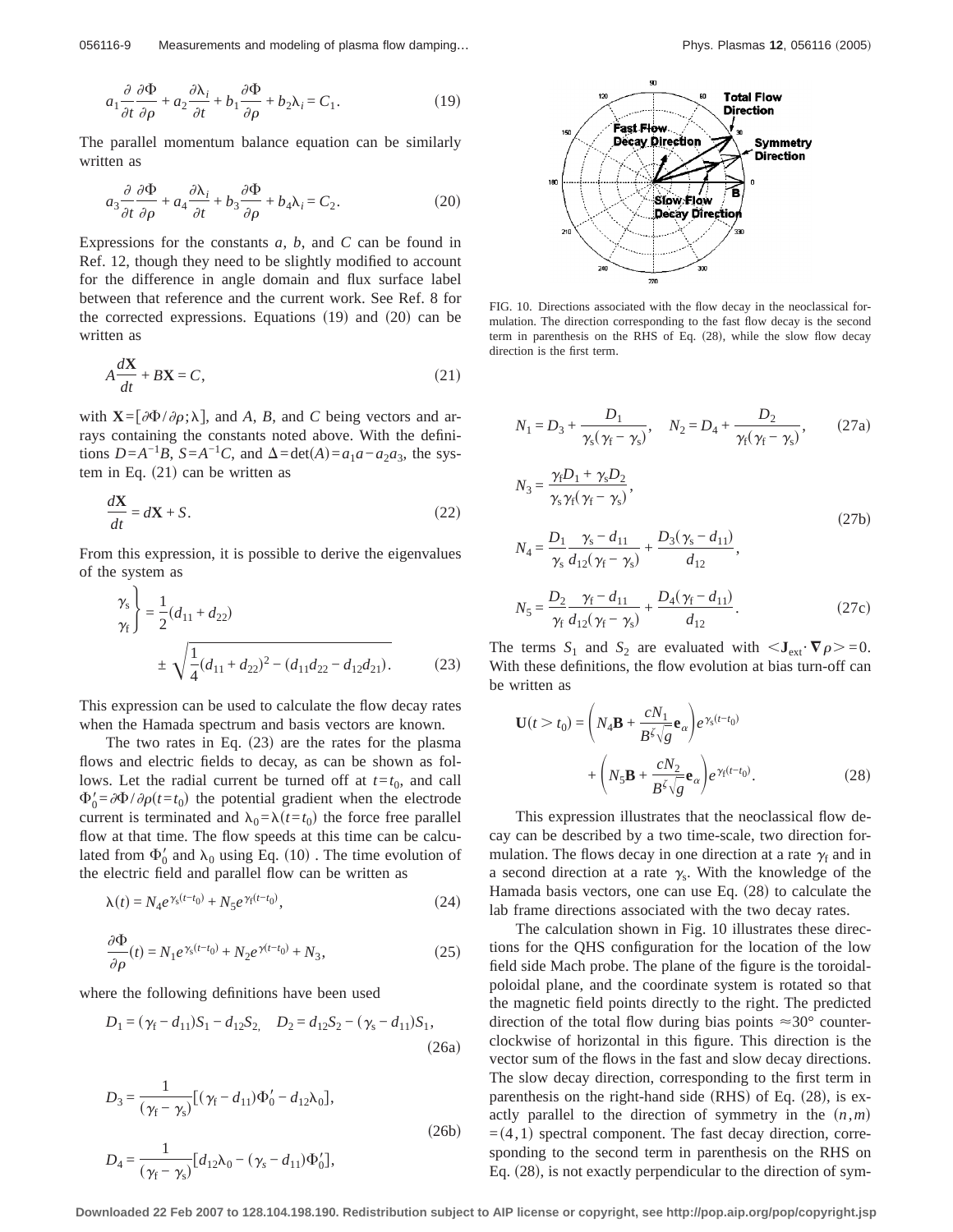$$a_1 \frac{\partial}{\partial t}\frac{\partial \Phi}{\partial \rho} + a_2 \frac{\partial \lambda_i}{\partial t} + b_1 \frac{\partial \Phi}{\partial \rho} + b_2 \lambda_i = C_1. \tag{19}$$

The parallel momentum balance equation can be similarly written as

$$a_3 \frac{\partial}{\partial t}\frac{\partial \Phi}{\partial \rho} + a_4 \frac{\partial \lambda_i}{\partial t} + b_3 \frac{\partial \Phi}{\partial \rho} + b_4 \lambda_i = C_2. \tag{20}$$

Expressions for the constants $a$, $b$, and $C$ can be found in Ref. 12, though they need to be slightly modified to account for the difference in angle domain and flux surface label between that reference and the current work. See Ref. 8 for the corrected expressions. Equations (19) and (20) can be written as

$$A\frac{d\mathbf{X}}{dt} + B\mathbf{X} = C, \tag{21}$$

with $\mathbf{X} = [\partial\Phi/\partial\rho;\lambda]$, and $A$, $B$, and $C$ being vectors and arrays containing the constants noted above. With the definitions $D = A^{-1}B$, $S = A^{-1}C$, and $\Delta = \det(A) = a_1 a - a_2 a_3$, the system in Eq. (21) can be written as

$$\frac{d\mathbf{X}}{dt} = d\mathbf{X} + S. \tag{22}$$

From this expression, it is possible to derive the eigenvalues of the system as

$$\left.\begin{matrix}\gamma_s \\ \gamma_f\end{matrix}\right\} = \frac{1}{2}(d_{11} + d_{22}) \pm \sqrt{\frac{1}{4}(d_{11}+d_{22})^2 - (d_{11}d_{22} - d_{12}d_{21})}. \tag{23}$$

This expression can be used to calculate the flow decay rates when the Hamada spectrum and basis vectors are known.

The two rates in Eq. (23) are the rates for the plasma flows and electric fields to decay, as can be shown as follows. Let the radial current be turned off at $t = t_0$, and call $\Phi_0' = \partial\Phi/\partial\rho(t = t_0)$ the potential gradient when the electrode current is terminated and $\lambda_0 = \lambda(t = t_0)$ the force free parallel flow at that time. The flow speeds at this time can be calculated from $\Phi_0'$ and $\lambda_0$ using Eq. (10) . The time evolution of the electric field and parallel flow can be written as

$$\lambda(t) = N_4 e^{\gamma_s(t-t_0)} + N_5 e^{\gamma_f(t-t_0)}, \tag{24}$$

$$\frac{\partial \Phi}{\partial \rho}(t) = N_1 e^{\gamma_s(t-t_0)} + N_2 e^{\gamma(t-t_0)} + N_3, \tag{25}$$

where the following definitions have been used

$$D_1 = (\gamma_f - d_{11})S_1 - d_{12}S_2, \quad D_2 = d_{12}S_2 - (\gamma_s - d_{11})S_1, \tag{26a}$$

$$D_3 = \frac{1}{(\gamma_f - \gamma_s)}[(\gamma_f - d_{11})\Phi_0' - d_{12}\lambda_0],$$

$$D_4 = \frac{1}{(\gamma_f - \gamma_s)}[d_{12}\lambda_0 - (\gamma_s - d_{11})\Phi_0'], \tag{26b}$$

FIG. 10. Directions associated with the flow decay in the neoclassical formulation. The direction corresponding to the fast flow decay is the second term in parenthesis on the RHS of Eq. (28), while the slow flow decay direction is the first term.

$$N_1 = D_3 + \frac{D_1}{\gamma_s(\gamma_f - \gamma_s)}, \quad N_2 = D_4 + \frac{D_2}{\gamma_f(\gamma_f - \gamma_s)}, \tag{27a}$$

$$N_3 = \frac{\gamma_f D_1 + \gamma_s D_2}{\gamma_s \gamma_f(\gamma_f - \gamma_s)},$$

$$N_4 = \frac{D_1}{\gamma_s}\frac{\gamma_s - d_{11}}{d_{12}(\gamma_f - \gamma_s)} + \frac{D_3(\gamma_s - d_{11})}{d_{12}}, \tag{27b}$$

$$N_5 = \frac{D_2}{\gamma_f}\frac{\gamma_f - d_{11}}{d_{12}(\gamma_f - \gamma_s)} + \frac{D_4(\gamma_f - d_{11})}{d_{12}}. \tag{27c}$$

The terms $S_1$ and $S_2$ are evaluated with $\langle \mathbf{J}_{\text{ext}} \cdot \nabla \rho \rangle = 0$. With these definitions, the flow evolution at bias turn-off can be written as

$$\mathbf{U}(t > t_0) = \left(N_4 \mathbf{B} + \frac{cN_1}{B^\zeta \sqrt{g}}\mathbf{e}_\alpha\right)e^{\gamma_s(t-t_0)} + \left(N_5 \mathbf{B} + \frac{cN_2}{B^\zeta \sqrt{g}}\mathbf{e}_\alpha\right)e^{\gamma_f(t-t_0)}. \tag{28}$$

This expression illustrates that the neoclassical flow decay can be described by a two time-scale, two direction formulation. The flows decay in one direction at a rate $\gamma_f$ and in a second direction at a rate $\gamma_s$. With the knowledge of the Hamada basis vectors, one can use Eq. (28) to calculate the lab frame directions associated with the two decay rates.

The calculation shown in Fig. 10 illustrates these directions for the QHS configuration for the location of the low field side Mach probe. The plane of the figure is the toroidal-poloidal plane, and the coordinate system is rotated so that the magnetic field points directly to the right. The predicted direction of the total flow during bias points $\approx 30°$ counterclockwise of horizontal in this figure. This direction is the vector sum of the flows in the fast and slow decay directions. The slow decay direction, corresponding to the first term in parenthesis on the right-hand side (RHS) of Eq. (28), is exactly parallel to the direction of symmetry in the $(n,m) = (4,1)$ spectral component. The fast decay direction, corresponding to the second term in parenthesis on the RHS on Eq. (28), is not exactly perpendicular to the direction of sym-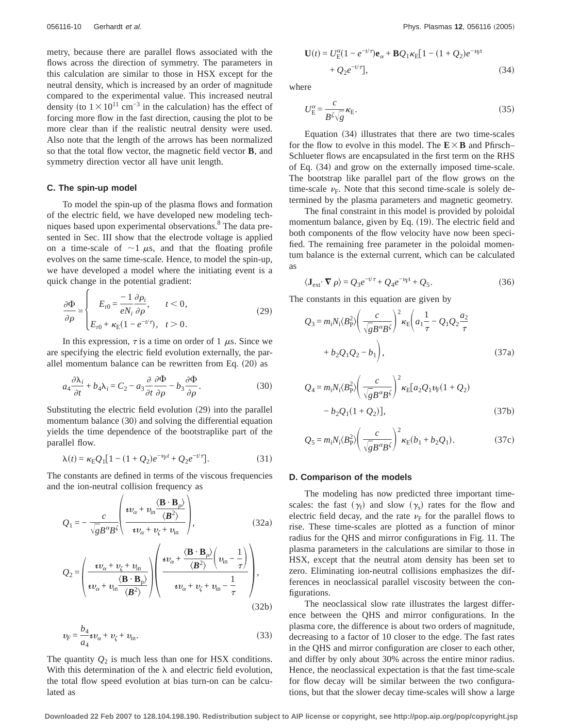metry, because there are parallel flows associated with the flows across the direction of symmetry. The parameters in this calculation are similar to those in HSX except for the neutral density, which is increased by an order of magnitude compared to the experimental value. This increased neutral density (to $1\times10^{11}$ cm$^{-3}$ in the calculation) has the effect of forcing more flow in the fast direction, causing the plot to be more clear than if the realistic neutral density were used. Also note that the length of the arrows has been normalized so that the total flow vector, the magnetic field vector $\mathbf{B}$, and symmetry direction vector all have unit length.

### C. The spin-up model

To model the spin-up of the plasma flows and formation of the electric field, we have developed new modeling techniques based upon experimental observations.[8] The data presented in Sec. III show that the electrode voltage is applied on a time-scale of $\sim 1\ \mu$s, and that the floating profile evolves on the same time-scale. Hence, to model the spin-up, we have developed a model where the initiating event is a quick change in the potential gradient:

$$\frac{\partial \Phi}{\partial \rho} = \begin{cases} E_{r0} = \dfrac{-1}{eN_i}\dfrac{\partial p_i}{\partial \rho}, & t<0, \\ E_{r0} + \kappa_E(1-e^{-t/\tau}), & t>0. \end{cases} \tag{29}$$

In this expression, $\tau$ is a time on order of 1 $\mu$s. Since we are specifying the electric field evolution externally, the parallel momentum balance can be rewritten from Eq. (20) as

$$a_4 \frac{\partial \lambda_i}{\partial t} + b_4 \lambda_i = C_2 - a_3 \frac{\partial}{\partial t}\frac{\partial \Phi}{\partial \rho} - b_3 \frac{\partial \Phi}{\partial \rho}. \tag{30}$$

Substituting the electric field evolution (29) into the parallel momentum balance (30) and solving the differential equation yields the time dependence of the bootstraplike part of the parallel flow.

$$\lambda(t) = \kappa_E Q_1[1-(1+Q_2)e^{-\nu_F t} + Q_2 e^{-t/\tau}]. \tag{31}$$

The constants are defined in terms of the viscous frequencies and the ion-neutral collision frequency as

$$Q_1 = -\frac{c}{\sqrt{g}B^\alpha B^\zeta}\left(\frac{\iota\nu_\alpha + \nu_{\text{in}}\dfrac{\langle \mathbf{B}\cdot\mathbf{B}_\rho\rangle}{\langle B^2\rangle}}{\iota\nu_\alpha + \nu_\zeta + \nu_{\text{in}}}\right), \tag{32a}$$

$$Q_2 = \left(\frac{\iota\nu_\alpha + \nu_\zeta + \nu_{\text{in}}}{\iota\nu_\alpha + \nu_{\text{in}}\dfrac{\langle \mathbf{B}\cdot\mathbf{B}_{\text{p}}\rangle}{\langle B^2\rangle}}\right)\left(\frac{\iota\nu_\alpha + \dfrac{\langle \mathbf{B}\cdot\mathbf{B}_\rho\rangle}{\langle B^2\rangle}\left(\nu_{\text{in}} - \dfrac{1}{\tau}\right)}{\iota\nu_\alpha + \nu_\zeta + \nu_{\text{in}} - \dfrac{1}{\tau}}\right), \tag{32b}$$

$$\nu_F = \frac{b_4}{a_4}\iota\nu_\alpha + \nu_\zeta + \nu_{\text{in}}. \tag{33}$$

The quantity $Q_2$ is much less than one for HSX conditions. With this determination of the $\lambda$ and electric field evolution, the total flow speed evolution at bias turn-on can be calculated as

$$\mathbf{U}(t) = U_E^\alpha(1-e^{-t/\tau})\mathbf{e}_\alpha + \mathbf{B}Q_1\kappa_E[1-(1+Q_2)e^{-\nu_F t} + Q_2 e^{-t/\tau}], \tag{34}$$

where

$$U_E^\alpha = \frac{c}{B^\zeta\sqrt{g}}\kappa_E. \tag{35}$$

Equation (34) illustrates that there are two time-scales for the flow to evolve in this model. The $\mathbf{E}\times\mathbf{B}$ and Pfirsch–Schlueter flows are encapsulated in the first term on the RHS of Eq. (34) and grow on the externally imposed time-scale. The bootstrap like parallel part of the flow grows on the time-scale $\nu_F$. Note that this second time-scale is solely determined by the plasma parameters and magnetic geometry.

The final constraint in this model is provided by poloidal momentum balance, given by Eq. (19). The electric field and both components of the flow velocity have now been specified. The remaining free parameter in the poloidal momentum balance is the external current, which can be calculated as

$$\langle \mathbf{J}_{\text{ext}}\cdot\nabla\rho\rangle = Q_3 e^{-t/\tau} + Q_4 e^{-\nu_F t} + Q_5. \tag{36}$$

The constants in this equation are given by

$$Q_3 = m_i N_i \langle B_P^2\rangle\left(\frac{c}{\sqrt{g}B^\alpha B^\zeta}\right)^2 \kappa_E\left(a_1\frac{1}{\tau} - Q_1 Q_2\frac{a_2}{\tau} + b_2 Q_1 Q_2 - b_1\right), \tag{37a}$$

$$Q_4 = m_i N_i \langle B_P^2\rangle\left(\frac{c}{\sqrt{g}B^\alpha B^\zeta}\right)^2 \kappa_E[a_2 Q_1 \nu_F(1+Q_2) - b_2 Q_1(1+Q_2)], \tag{37b}$$

$$Q_5 = m_i N_i \langle B_P^2\rangle\left(\frac{c}{\sqrt{g}B^\alpha B^\zeta}\right)^2 \kappa_E(b_1 + b_2 Q_1). \tag{37c}$$

### D. Comparison of the models

The modeling has now predicted three important time-scales: the fast ($\gamma_f$) and slow ($\gamma_s$) rates for the flow and electric field decay, and the rate $\nu_F$ for the parallel flows to rise. These time-scales are plotted as a function of minor radius for the QHS and mirror configurations in Fig. 11. The plasma parameters in the calculations are similar to those in HSX, except that the neutral atom density has been set to zero. Eliminating ion-neutral collisions emphasizes the differences in neoclassical parallel viscosity between the configurations.

The neoclassical slow rate illustrates the largest difference between the QHS and mirror configurations. In the plasma core, the difference is about two orders of magnitude, decreasing to a factor of 10 closer to the edge. The fast rates in the QHS and mirror configuration are closer to each other, and differ by only about 30% across the entire minor radius. Hence, the neoclassical expectation is that the fast time-scale for flow decay will be similar between the two configurations, but that the slower decay time-scales will show a large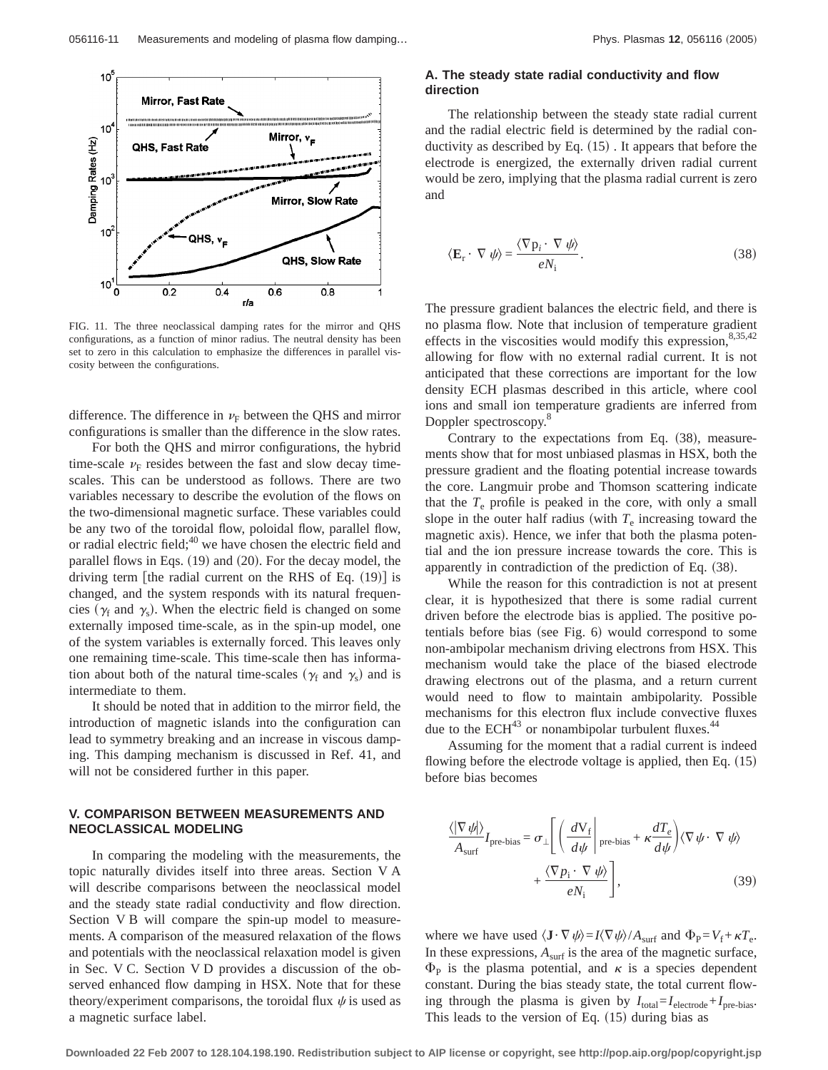FIG. 11. The three neoclassical damping rates for the mirror and QHS configurations, as a function of minor radius. The neutral density has been set to zero in this calculation to emphasize the differences in parallel viscosity between the configurations.

difference. The difference in $\nu_F$ between the QHS and mirror configurations is smaller than the difference in the slow rates.

For both the QHS and mirror configurations, the hybrid time-scale $\nu_F$ resides between the fast and slow decay time-scales. This can be understood as follows. There are two variables necessary to describe the evolution of the flows on the two-dimensional magnetic surface. These variables could be any two of the toroidal flow, poloidal flow, parallel flow, or radial electric field;[40] we have chosen the electric field and parallel flows in Eqs. (19) and (20). For the decay model, the driving term [the radial current on the RHS of Eq. (19)] is changed, and the system responds with its natural frequencies ($\gamma_f$ and $\gamma_s$). When the electric field is changed on some externally imposed time-scale, as in the spin-up model, one of the system variables is externally forced. This leaves only one remaining time-scale. This time-scale then has information about both of the natural time-scales ($\gamma_f$ and $\gamma_s$) and is intermediate to them.

It should be noted that in addition to the mirror field, the introduction of magnetic islands into the configuration can lead to symmetry breaking and an increase in viscous damping. This damping mechanism is discussed in Ref. 41, and will not be considered further in this paper.

## V. COMPARISON BETWEEN MEASUREMENTS AND NEOCLASSICAL MODELING

In comparing the modeling with the measurements, the topic naturally divides itself into three areas. Section V A will describe comparisons between the neoclassical model and the steady state radial conductivity and flow direction. Section V B will compare the spin-up model to measurements. A comparison of the measured relaxation of the flows and potentials with the neoclassical relaxation model is given in Sec. V C. Section V D provides a discussion of the observed enhanced flow damping in HSX. Note that for these theory/experiment comparisons, the toroidal flux $\psi$ is used as a magnetic surface label.

### A. The steady state radial conductivity and flow direction

The relationship between the steady state radial current and the radial electric field is determined by the radial conductivity as described by Eq. (15). It appears that before the electrode is energized, the externally driven radial current would be zero, implying that the plasma radial current is zero and

$$\langle \mathbf{E}_r \cdot \nabla \psi \rangle = \frac{\langle \nabla p_i \cdot \nabla \psi \rangle}{eN_i}. \tag{38}$$

The pressure gradient balances the electric field, and there is no plasma flow. Note that inclusion of temperature gradient effects in the viscosities would modify this expression,[8,35,42] allowing for flow with no external radial current. It is not anticipated that these corrections are important for the low density ECH plasmas described in this article, where cool ions and small ion temperature gradients are inferred from Doppler spectroscopy.[8]

Contrary to the expectations from Eq. (38), measurements show that for most unbiased plasmas in HSX, both the pressure gradient and the floating potential increase towards the core. Langmuir probe and Thomson scattering indicate that the $T_e$ profile is peaked in the core, with only a small slope in the outer half radius (with $T_e$ increasing toward the magnetic axis). Hence, we infer that both the plasma potential and the ion pressure increase towards the core. This is apparently in contradiction of the prediction of Eq. (38).

While the reason for this contradiction is not at present clear, it is hypothesized that there is some radial current driven before the electrode bias is applied. The positive potentials before bias (see Fig. 6) would correspond to some non-ambipolar mechanism driving electrons from HSX. This mechanism would take the place of the biased electrode drawing electrons out of the plasma, and a return current would need to flow to maintain ambipolarity. Possible mechanisms for this electron flux include convective fluxes due to the ECH[43] or nonambipolar turbulent fluxes.[44]

Assuming for the moment that a radial current is indeed flowing before the electrode voltage is applied, then Eq. (15) before bias becomes

$$\frac{\langle |\nabla \psi| \rangle}{A_{\text{surf}}} I_{\text{pre-bias}} = \sigma_\perp \left[ \left( \left. \frac{dV_f}{d\psi} \right|_{\text{pre-bias}} + \kappa \frac{dT_e}{d\psi} \right) \langle \nabla \psi \cdot \nabla \psi \rangle + \frac{\langle \nabla p_i \cdot \nabla \psi \rangle}{eN_i} \right], \tag{39}$$

where we have used $\langle \mathbf{J} \cdot \nabla \psi \rangle = I \langle \nabla \psi \rangle / A_{\text{surf}}$ and $\Phi_P = V_f + \kappa T_e$. In these expressions, $A_{\text{surf}}$ is the area of the magnetic surface, $\Phi_P$ is the plasma potential, and $\kappa$ is a species dependent constant. During the bias steady state, the total current flowing through the plasma is given by $I_{\text{total}} = I_{\text{electrode}} + I_{\text{pre-bias}}$. This leads to the version of Eq. (15) during bias as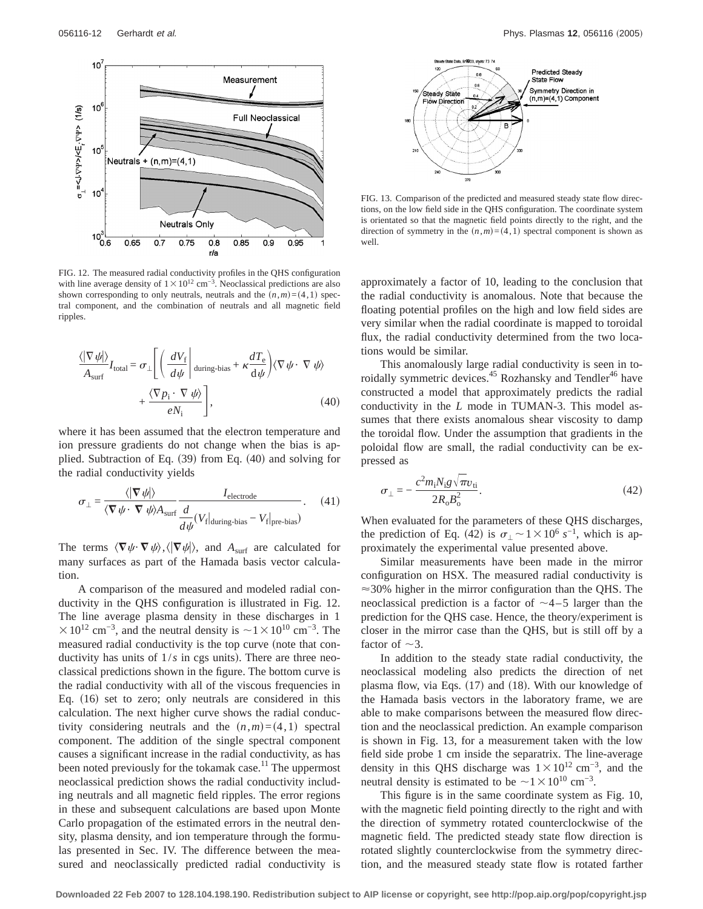FIG. 12. The measured radial conductivity profiles in the QHS configuration with line average density of $1\times10^{12}$ cm$^{-3}$. Neoclassical predictions are also shown corresponding to only neutrals, neutrals and the $(n,m)=(4,1)$ spectral component, and the combination of neutrals and all magnetic field ripples.

$$\frac{\langle|\nabla\psi|\rangle}{A_{\text{surf}}}I_{\text{total}}=\sigma_{\perp}\left[\left(\left.\frac{dV_{\text{f}}}{d\psi}\right|_{\text{during-bias}}+\kappa\frac{dT_{\text{e}}}{d\psi}\right)\langle\nabla\psi\cdot\nabla\psi\rangle+\frac{\langle\nabla p_{\text{i}}\cdot\nabla\psi\rangle}{eN_{\text{i}}}\right],\tag{40}$$

where it has been assumed that the electron temperature and ion pressure gradients do not change when the bias is applied. Subtraction of Eq. (39) from Eq. (40) and solving for the radial conductivity yields

$$\sigma_{\perp}=\frac{\langle|\nabla\psi|\rangle}{\langle\nabla\psi\cdot\nabla\psi\rangle A_{\text{surf}}}\frac{I_{\text{electrode}}}{\dfrac{d}{d\psi}(V_{\text{f}}|_{\text{during-bias}}-V_{\text{f}}|_{\text{pre-bias}})}.\tag{41}$$

The terms $\langle\nabla\psi\cdot\nabla\psi\rangle$, $\langle|\nabla\psi|\rangle$, and $A_{\text{surf}}$ are calculated for many surfaces as part of the Hamada basis vector calculation.

A comparison of the measured and modeled radial conductivity in the QHS configuration is illustrated in Fig. 12. The line average plasma density in these discharges in $1\times10^{12}$ cm$^{-3}$, and the neutral density is $\sim1\times10^{10}$ cm$^{-3}$. The measured radial conductivity is the top curve (note that conductivity has units of $1/s$ in cgs units). There are three neoclassical predictions shown in the figure. The bottom curve is the radial conductivity with all of the viscous frequencies in Eq. (16) set to zero; only neutrals are considered in this calculation. The next higher curve shows the radial conductivity considering neutrals and the $(n,m)=(4,1)$ spectral component. The addition of the single spectral component causes a significant increase in the radial conductivity, as has been noted previously for the tokamak case.[11] The uppermost neoclassical prediction shows the radial conductivity including neutrals and all magnetic field ripples. The error regions in these and subsequent calculations are based upon Monte Carlo propagation of the estimated errors in the neutral density, plasma density, and ion temperature through the formulas presented in Sec. IV. The difference between the measured and neoclassically predicted radial conductivity is approximately a factor of 10, leading to the conclusion that the radial conductivity is anomalous. Note that because the floating potential profiles on the high and low field sides are very similar when the radial coordinate is mapped to toroidal flux, the radial conductivity determined from the two locations would be similar.

This anomalously large radial conductivity is seen in toroidally symmetric devices.[45] Rozhansky and Tendler[46] have constructed a model that approximately predicts the radial conductivity in the $L$ mode in TUMAN-3. This model assumes that there exists anomalous shear viscosity to damp the toroidal flow. Under the assumption that gradients in the poloidal flow are small, the radial conductivity can be expressed as

$$\sigma_{\perp}=-\frac{c^2 m_{\text{i}}N_{\text{i}}g\sqrt{\pi}v_{\text{ti}}}{2R_{\text{o}}B_{\text{o}}^2}.\tag{42}$$

When evaluated for the parameters of these QHS discharges, the prediction of Eq. (42) is $\sigma_{\perp}\sim1\times10^{6}\ s^{-1}$, which is approximately the experimental value presented above.

Similar measurements have been made in the mirror configuration on HSX. The measured radial conductivity is $\approx30\%$ higher in the mirror configuration than the QHS. The neoclassical prediction is a factor of $\sim4$–5 larger than the prediction for the QHS case. Hence, the theory/experiment is closer in the mirror case than the QHS, but is still off by a factor of $\sim3$.

In addition to the steady state radial conductivity, the neoclassical modeling also predicts the direction of net plasma flow, via Eqs. (17) and (18). With our knowledge of the Hamada basis vectors in the laboratory frame, we are able to make comparisons between the measured flow direction and the neoclassical prediction. An example comparison is shown in Fig. 13, for a measurement taken with the low field side probe 1 cm inside the separatrix. The line-average density in this QHS discharge was $1\times10^{12}$ cm$^{-3}$, and the neutral density is estimated to be $\sim1\times10^{10}$ cm$^{-3}$.

FIG. 13. Comparison of the predicted and measured steady state flow directions, on the low field side in the QHS configuration. The coordinate system is orientated so that the magnetic field points directly to the right, and the direction of symmetry in the $(n,m)=(4,1)$ spectral component is shown as well.

This figure is in the same coordinate system as Fig. 10, with the magnetic field pointing directly to the right and with the direction of symmetry rotated counterclockwise of the magnetic field. The predicted steady state flow direction is rotated slightly counterclockwise from the symmetry direction, and the measured steady state flow is rotated farther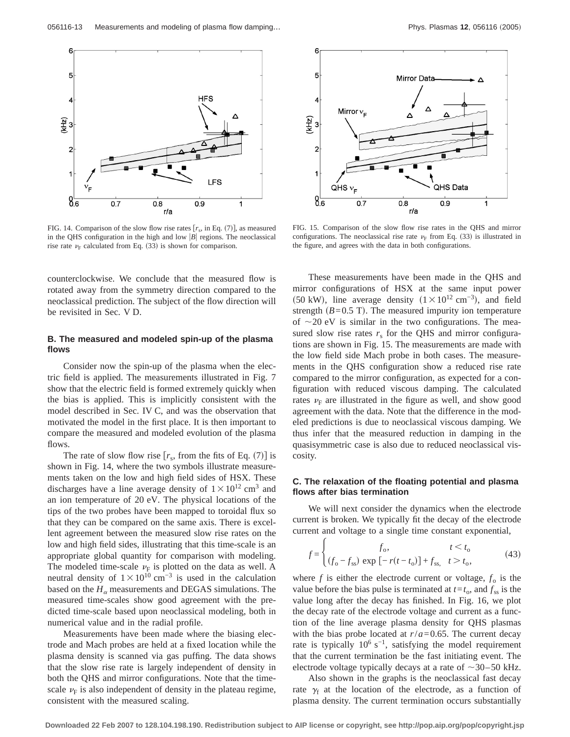FIG. 14. Comparison of the slow flow rise rates [$r_s$, in Eq. (7)], as measured in the QHS configuration in the high and low $|B|$ regions. The neoclassical rise rate $\nu_F$ calculated from Eq. (33) is shown for comparison.

FIG. 15. Comparison of the slow flow rise rates in the QHS and mirror configurations. The neoclassical rise rate $\nu_F$ from Eq. (33) is illustrated in the figure, and agrees with the data in both configurations.

counterclockwise. We conclude that the measured flow is rotated away from the symmetry direction compared to the neoclassical prediction. The subject of the flow direction will be revisited in Sec. V D.

### B. The measured and modeled spin-up of the plasma flows

Consider now the spin-up of the plasma when the electric field is applied. The measurements illustrated in Fig. 7 show that the electric field is formed extremely quickly when the bias is applied. This is implicitly consistent with the model described in Sec. IV C, and was the observation that motivated the model in the first place. It is then important to compare the measured and modeled evolution of the plasma flows.

The rate of slow flow rise [$r_s$, from the fits of Eq. (7)] is shown in Fig. 14, where the two symbols illustrate measurements taken on the low and high field sides of HSX. These discharges have a line average density of $1\times10^{12}$ cm$^3$ and an ion temperature of 20 eV. The physical locations of the tips of the two probes have been mapped to toroidal flux so that they can be compared on the same axis. There is excellent agreement between the measured slow rise rates on the low and high field sides, illustrating that this time-scale is an appropriate global quantity for comparison with modeling. The modeled time-scale $\nu_F$ is plotted on the data as well. A neutral density of $1\times10^{10}$ cm$^{-3}$ is used in the calculation based on the $H_\alpha$ measurements and DEGAS simulations. The measured time-scales show good agreement with the predicted time-scale based upon neoclassical modeling, both in numerical value and in the radial profile.

Measurements have been made where the biasing electrode and Mach probes are held at a fixed location while the plasma density is scanned via gas puffing. The data shows that the slow rise rate is largely independent of density in both the QHS and mirror configurations. Note that the time-scale $\nu_F$ is also independent of density in the plateau regime, consistent with the measured scaling.

These measurements have been made in the QHS and mirror configurations of HSX at the same input power (50 kW), line average density ($1\times10^{12}$ cm$^{-3}$), and field strength ($B=0.5$ T). The measured impurity ion temperature of $\sim$20 eV is similar in the two configurations. The measured slow rise rates $r_s$ for the QHS and mirror configurations are shown in Fig. 15. The measurements are made with the low field side Mach probe in both cases. The measurements in the QHS configuration show a reduced rise rate compared to the mirror configuration, as expected for a configuration with reduced viscous damping. The calculated rates $\nu_F$ are illustrated in the figure as well, and show good agreement with the data. Note that the difference in the modeled predictions is due to neoclassical viscous damping. We thus infer that the measured reduction in damping in the quasisymmetric case is also due to reduced neoclassical viscosity.

### C. The relaxation of the floating potential and plasma flows after bias termination

We will next consider the dynamics when the electrode current is broken. We typically fit the decay of the electrode current and voltage to a single time constant exponential,

$$f=\begin{cases} f_o, & t<t_o \\ (f_o-f_{ss})\exp[-r(t-t_o)]+f_{ss}, & t>t_o, \end{cases} \tag{43}$$

where $f$ is either the electrode current or voltage, $f_o$ is the value before the bias pulse is terminated at $t=t_o$, and $f_{ss}$ is the value long after the decay has finished. In Fig. 16, we plot the decay rate of the electrode voltage and current as a function of the line average plasma density for QHS plasmas with the bias probe located at $r/a=0.65$. The current decay rate is typically $10^6$ s$^{-1}$, satisfying the model requirement that the current termination be the fast initiating event. The electrode voltage typically decays at a rate of $\sim$30–50 kHz.

Also shown in the graphs is the neoclassical fast decay rate $\gamma_f$ at the location of the electrode, as a function of plasma density. The current termination occurs substantially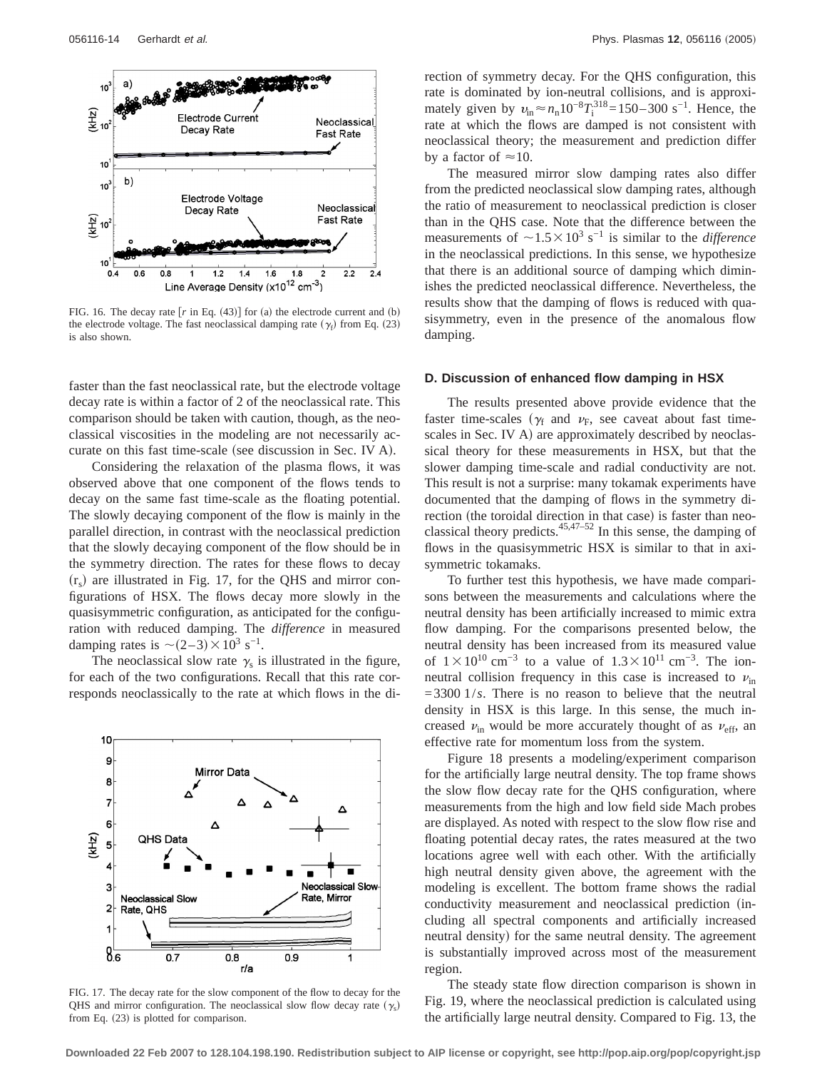FIG. 16. The decay rate [$r$ in Eq. (43)] for (a) the electrode current and (b) the electrode voltage. The fast neoclassical damping rate ($\gamma_f$) from Eq. (23) is also shown.

faster than the fast neoclassical rate, but the electrode voltage decay rate is within a factor of 2 of the neoclassical rate. This comparison should be taken with caution, though, as the neoclassical viscosities in the modeling are not necessarily accurate on this fast time-scale (see discussion in Sec. IV A).

Considering the relaxation of the plasma flows, it was observed above that one component of the flows tends to decay on the same fast time-scale as the floating potential. The slowly decaying component of the flow is mainly in the parallel direction, in contrast with the neoclassical prediction that the slowly decaying component of the flow should be in the symmetry direction. The rates for these flows to decay ($r_s$) are illustrated in Fig. 17, for the QHS and mirror configurations of HSX. The flows decay more slowly in the quasisymmetric configuration, as anticipated for the configuration with reduced damping. The *difference* in measured damping rates is $\sim(2-3)\times 10^3$ s$^{-1}$.

The neoclassical slow rate $\gamma_s$ is illustrated in the figure, for each of the two configurations. Recall that this rate corresponds neoclassically to the rate at which flows in the direction of symmetry decay. For the QHS configuration, this rate is dominated by ion-neutral collisions, and is approximately given by $\nu_{in}\approx n_n 10^{-8} T_i^{.318}=150-300$ s$^{-1}$. Hence, the rate at which the flows are damped is not consistent with neoclassical theory; the measurement and prediction differ by a factor of $\approx 10$.

FIG. 17. The decay rate for the slow component of the flow to decay for the QHS and mirror configuration. The neoclassical slow flow decay rate ($\gamma_s$) from Eq. (23) is plotted for comparison.

The measured mirror slow damping rates also differ from the predicted neoclassical slow damping rates, although the ratio of measurement to neoclassical prediction is closer than in the QHS case. Note that the difference between the measurements of $\sim 1.5\times 10^3$ s$^{-1}$ is similar to the *difference* in the neoclassical predictions. In this sense, we hypothesize that there is an additional source of damping which diminishes the predicted neoclassical difference. Nevertheless, the results show that the damping of flows is reduced with quasisymmetry, even in the presence of the anomalous flow damping.

### D. Discussion of enhanced flow damping in HSX

The results presented above provide evidence that the faster time-scales ($\gamma_f$ and $\nu_F$, see caveat about fast time-scales in Sec. IV A) are approximately described by neoclassical theory for these measurements in HSX, but that the slower damping time-scale and radial conductivity are not. This result is not a surprise: many tokamak experiments have documented that the damping of flows in the symmetry direction (the toroidal direction in that case) is faster than neoclassical theory predicts.[45,47–52] In this sense, the damping of flows in the quasisymmetric HSX is similar to that in axisymmetric tokamaks.

To further test this hypothesis, we have made comparisons between the measurements and calculations where the neutral density has been artificially increased to mimic extra flow damping. For the comparisons presented below, the neutral density has been increased from its measured value of $1\times 10^{10}$ cm$^{-3}$ to a value of $1.3\times 10^{11}$ cm$^{-3}$. The ion-neutral collision frequency in this case is increased to $\nu_{in}=3300\ 1/s$. There is no reason to believe that the neutral density in HSX is this large. In this sense, the much increased $\nu_{in}$ would be more accurately thought of as $\nu_{eff}$, an effective rate for momentum loss from the system.

Figure 18 presents a modeling/experiment comparison for the artificially large neutral density. The top frame shows the slow flow decay rate for the QHS configuration, where measurements from the high and low field side Mach probes are displayed. As noted with respect to the slow flow rise and floating potential decay rates, the rates measured at the two locations agree well with each other. With the artificially high neutral density given above, the agreement with the modeling is excellent. The bottom frame shows the radial conductivity measurement and neoclassical prediction (including all spectral components and artificially increased neutral density) for the same neutral density. The agreement is substantially improved across most of the measurement region.

The steady state flow direction comparison is shown in Fig. 19, where the neoclassical prediction is calculated using the artificially large neutral density. Compared to Fig. 13, the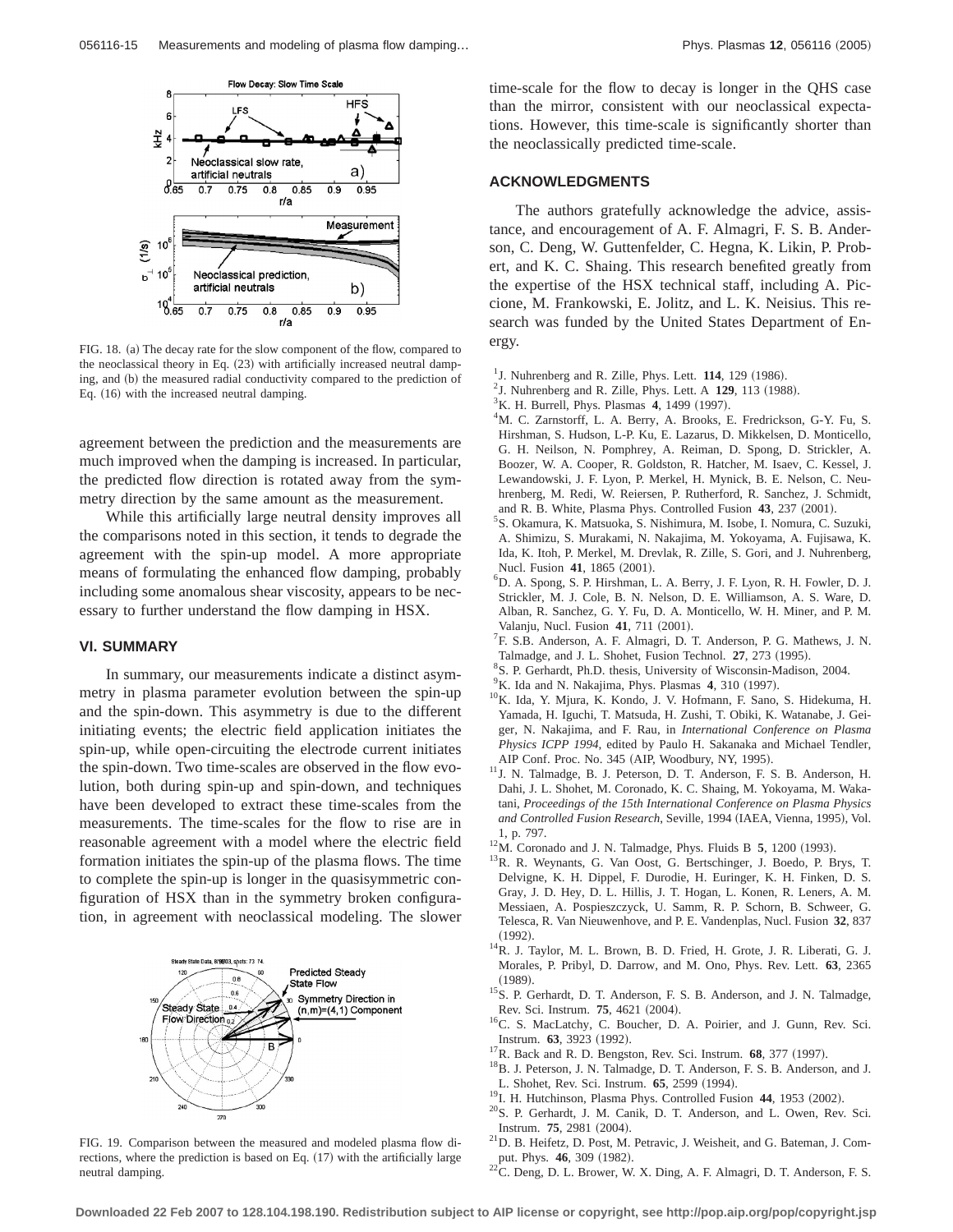Flow Decay: Slow Time Scale

LFS

HFS

kHz

Neoclassical slow rate, artificial neutrals

a)

r/a

Measurement

$\sigma_\perp$ (1/s)

Neoclassical prediction, artificial neutrals

b)

r/a

FIG. 18. (a) The decay rate for the slow component of the flow, compared to the neoclassical theory in Eq. (23) with artificially increased neutral damping, and (b) the measured radial conductivity compared to the prediction of Eq. (16) with the increased neutral damping.

agreement between the prediction and the measurements are much improved when the damping is increased. In particular, the predicted flow direction is rotated away from the symmetry direction by the same amount as the measurement.

While this artificially large neutral density improves all the comparisons noted in this section, it tends to degrade the agreement with the spin-up model. A more appropriate means of formulating the enhanced flow damping, probably including some anomalous shear viscosity, appears to be necessary to further understand the flow damping in HSX.

## VI. SUMMARY

In summary, our measurements indicate a distinct asymmetry in plasma parameter evolution between the spin-up and the spin-down. This asymmetry is due to the different initiating events; the electric field application initiates the spin-up, while open-circuiting the electrode current initiates the spin-down. Two time-scales are observed in the flow evolution, both during spin-up and spin-down, and techniques have been developed to extract these time-scales from the measurements. The time-scales for the flow to rise are in reasonable agreement with a model where the electric field formation initiates the spin-up of the plasma flows. The time to complete the spin-up is longer in the quasisymmetric configuration of HSX than in the symmetry broken configuration, in agreement with neoclassical modeling. The slower time-scale for the flow to decay is longer in the QHS case than the mirror, consistent with our neoclassical expectations. However, this time-scale is significantly shorter than the neoclassically predicted time-scale.

Steady State Data, 8/9/03, shots: 73 74

Predicted Steady State Flow

Symmetry Direction in (n,m)=(4,1) Component

Steady State Flow Direction

B

FIG. 19. Comparison between the measured and modeled plasma flow directions, where the prediction is based on Eq. (17) with the artificially large neutral damping.

## ACKNOWLEDGMENTS

The authors gratefully acknowledge the advice, assistance, and encouragement of A. F. Almagri, F. S. B. Anderson, C. Deng, W. Guttenfelder, C. Hegna, K. Likin, P. Probert, and K. C. Shaing. This research benefited greatly from the expertise of the HSX technical staff, including A. Piccione, M. Frankowski, E. Jolitz, and L. K. Neisius. This research was funded by the United States Department of Energy.

[1] J. Nuhrenberg and R. Zille, Phys. Lett. **114**, 129 (1986).
[2] J. Nuhrenberg and R. Zille, Phys. Lett. A **129**, 113 (1988).
[3] K. H. Burrell, Phys. Plasmas **4**, 1499 (1997).
[4] M. C. Zarnstorff, L. A. Berry, A. Brooks, E. Fredrickson, G-Y. Fu, S. Hirshman, S. Hudson, L-P. Ku, E. Lazarus, D. Mikkelsen, D. Monticello, G. H. Neilson, N. Pomphrey, A. Reiman, D. Spong, D. Strickler, A. Boozer, W. A. Cooper, R. Goldston, R. Hatcher, M. Isaev, C. Kessel, J. Lewandowski, J. F. Lyon, P. Merkel, H. Mynick, B. E. Nelson, C. Neuhrenberg, M. Redi, W. Reiersen, P. Rutherford, R. Sanchez, J. Schmidt, and R. B. White, Plasma Phys. Controlled Fusion **43**, 237 (2001).
[5] S. Okamura, K. Matsuoka, S. Nishimura, M. Isobe, I. Nomura, C. Suzuki, A. Shimizu, S. Murakami, N. Nakajima, M. Yokoyama, A. Fujisawa, K. Ida, K. Itoh, P. Merkel, M. Drevlak, R. Zille, S. Gori, and J. Nuhrenberg, Nucl. Fusion **41**, 1865 (2001).
[6] D. A. Spong, S. P. Hirshman, L. A. Berry, J. F. Lyon, R. H. Fowler, D. J. Strickler, M. J. Cole, B. N. Nelson, D. E. Williamson, A. S. Ware, D. Alban, R. Sanchez, G. Y. Fu, D. A. Monticello, W. H. Miner, and P. M. Valanju, Nucl. Fusion **41**, 711 (2001).
[7] F. S.B. Anderson, A. F. Almagri, D. T. Anderson, P. G. Mathews, J. N. Talmadge, and J. L. Shohet, Fusion Technol. **27**, 273 (1995).
[8] S. P. Gerhardt, Ph.D. thesis, University of Wisconsin-Madison, 2004.
[9] K. Ida and N. Nakajima, Phys. Plasmas **4**, 310 (1997).
[10] K. Ida, Y. Mjura, K. Kondo, J. V. Hofmann, F. Sano, S. Hidekuma, H. Yamada, H. Iguchi, T. Matsuda, H. Zushi, T. Obiki, K. Watanabe, J. Geiger, N. Nakajima, and F. Rau, in *International Conference on Plasma Physics ICPP 1994*, edited by Paulo H. Sakanaka and Michael Tendler, AIP Conf. Proc. No. 345 (AIP, Woodbury, NY, 1995).
[11] J. N. Talmadge, B. J. Peterson, D. T. Anderson, F. S. B. Anderson, H. Dahi, J. L. Shohet, M. Coronado, K. C. Shaing, M. Yokoyama, M. Wakatani, *Proceedings of the 15th International Conference on Plasma Physics and Controlled Fusion Research*, Seville, 1994 (IAEA, Vienna, 1995), Vol. 1, p. 797.
[12] M. Coronado and J. N. Talmadge, Phys. Fluids B **5**, 1200 (1993).
[13] R. R. Weynants, G. Van Oost, G. Bertschinger, J. Boedo, P. Brys, T. Delvigne, K. H. Dippel, F. Durodie, H. Euringer, K. H. Finken, D. S. Gray, J. D. Hey, D. L. Hillis, J. T. Hogan, L. Konen, R. Leners, A. M. Messiaen, A. Pospieszczyck, U. Samm, R. P. Schorn, B. Schweer, G. Telesca, R. Van Nieuwenhove, and P. E. Vandenplas, Nucl. Fusion **32**, 837 (1992).
[14] R. J. Taylor, M. L. Brown, B. D. Fried, H. Grote, J. R. Liberati, G. J. Morales, P. Pribyl, D. Darrow, and M. Ono, Phys. Rev. Lett. **63**, 2365 (1989).
[15] S. P. Gerhardt, D. T. Anderson, F. S. B. Anderson, and J. N. Talmadge, Rev. Sci. Instrum. **75**, 4621 (2004).
[16] C. S. MacLatchy, C. Boucher, D. A. Poirier, and J. Gunn, Rev. Sci. Instrum. **63**, 3923 (1992).
[17] R. Back and R. D. Bengston, Rev. Sci. Instrum. **68**, 377 (1997).
[18] B. J. Peterson, J. N. Talmadge, D. T. Anderson, F. S. B. Anderson, and J. L. Shohet, Rev. Sci. Instrum. **65**, 2599 (1994).
[19] I. H. Hutchinson, Plasma Phys. Controlled Fusion **44**, 1953 (2002).
[20] S. P. Gerhardt, J. M. Canik, D. T. Anderson, and L. Owen, Rev. Sci. Instrum. **75**, 2981 (2004).
[21] D. B. Heifetz, D. Post, M. Petravic, J. Weisheit, and G. Bateman, J. Comput. Phys. **46**, 309 (1982).
[22] C. Deng, D. L. Brower, W. X. Ding, A. F. Almagri, D. T. Anderson, F. S.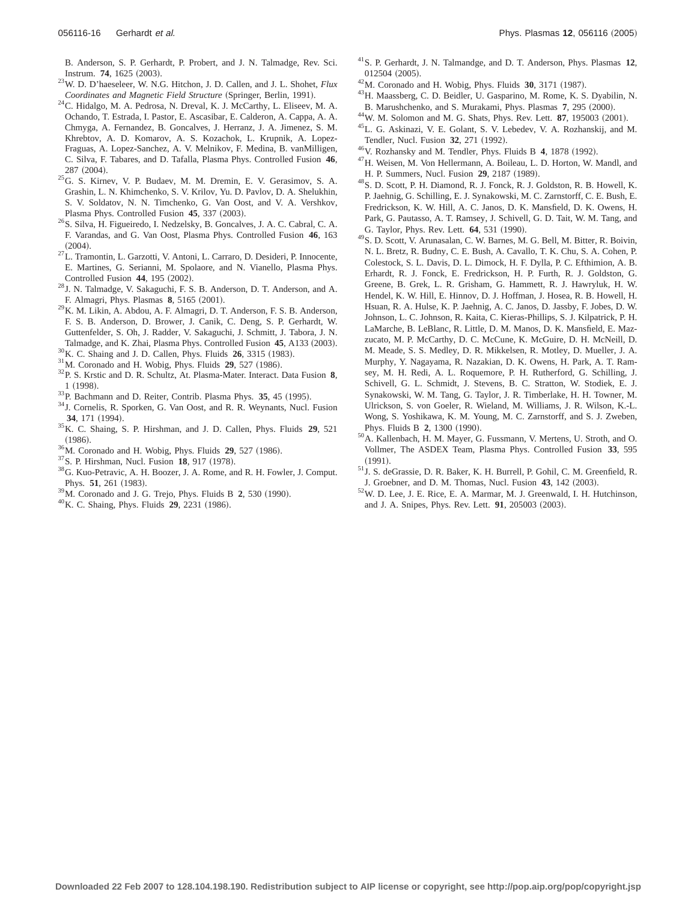B. Anderson, S. P. Gerhardt, P. Probert, and J. N. Talmadge, Rev. Sci. Instrum. **74**, 1625 (2003).

[23] W. D. D'haeseleer, W. N.G. Hitchon, J. D. Callen, and J. L. Shohet, *Flux Coordinates and Magnetic Field Structure* (Springer, Berlin, 1991).

[24] C. Hidalgo, M. A. Pedrosa, N. Dreval, K. J. McCarthy, L. Eliseev, M. A. Ochando, T. Estrada, I. Pastor, E. Ascasibar, E. Calderon, A. Cappa, A. A. Chmyga, A. Fernandez, B. Goncalves, J. Herranz, J. A. Jimenez, S. M. Khrebtov, A. D. Komarov, A. S. Kozachok, L. Krupnik, A. Lopez-Fraguas, A. Lopez-Sanchez, A. V. Melnikov, F. Medina, B. vanMilligen, C. Silva, F. Tabares, and D. Tafalla, Plasma Phys. Controlled Fusion **46**, 287 (2004).

[25] G. S. Kirnev, V. P. Budaev, M. M. Dremin, E. V. Gerasimov, S. A. Grashin, L. N. Khimchenko, S. V. Krilov, Yu. D. Pavlov, D. A. Shelukhin, S. V. Soldatov, N. N. Timchenko, G. Van Oost, and V. A. Vershkov, Plasma Phys. Controlled Fusion **45**, 337 (2003).

[26] S. Silva, H. Figueiredo, I. Nedzelsky, B. Goncalves, J. A. C. Cabral, C. A. F. Varandas, and G. Van Oost, Plasma Phys. Controlled Fusion **46**, 163 (2004).

[27] L. Tramontin, L. Garzotti, V. Antoni, L. Carraro, D. Desideri, P. Innocente, E. Martines, G. Serianni, M. Spolaore, and N. Vianello, Plasma Phys. Controlled Fusion **44**, 195 (2002).

[28] J. N. Talmadge, V. Sakaguchi, F. S. B. Anderson, D. T. Anderson, and A. F. Almagri, Phys. Plasmas **8**, 5165 (2001).

[29] K. M. Likin, A. Abdou, A. F. Almagri, D. T. Anderson, F. S. B. Anderson, F. S. B. Anderson, D. Brower, J. Canik, C. Deng, S. P. Gerhardt, W. Guttenfelder, S. Oh, J. Radder, V. Sakaguchi, J. Schmitt, J. Tabora, J. N. Talmadge, and K. Zhai, Plasma Phys. Controlled Fusion **45**, A133 (2003).

[30] K. C. Shaing and J. D. Callen, Phys. Fluids **26**, 3315 (1983).

[31] M. Coronado and H. Wobig, Phys. Fluids **29**, 527 (1986).

[32] P. S. Krstic and D. R. Schultz, At. Plasma-Mater. Interact. Data Fusion **8**, 1 (1998).

[33] P. Bachmann and D. Reiter, Contrib. Plasma Phys. **35**, 45 (1995).

[34] J. Cornelis, R. Sporken, G. Van Oost, and R. R. Weynants, Nucl. Fusion **34**, 171 (1994).

[35] K. C. Shaing, S. P. Hirshman, and J. D. Callen, Phys. Fluids **29**, 521 (1986).

[36] M. Coronado and H. Wobig, Phys. Fluids **29**, 527 (1986).

[37] S. P. Hirshman, Nucl. Fusion **18**, 917 (1978).

[38] G. Kuo-Petravic, A. H. Boozer, J. A. Rome, and R. H. Fowler, J. Comput. Phys. **51**, 261 (1983).

[39] M. Coronado and J. G. Trejo, Phys. Fluids B **2**, 530 (1990).

[40] K. C. Shaing, Phys. Fluids **29**, 2231 (1986).

[41] S. P. Gerhardt, J. N. Talmandge, and D. T. Anderson, Phys. Plasmas **12**, 012504 (2005).

[42] M. Coronado and H. Wobig, Phys. Fluids **30**, 3171 (1987).

[43] H. Maassberg, C. D. Beidler, U. Gasparino, M. Rome, K. S. Dyabilin, N. B. Marushchenko, and S. Murakami, Phys. Plasmas **7**, 295 (2000).

[44] W. M. Solomon and M. G. Shats, Phys. Rev. Lett. **87**, 195003 (2001).

[45] L. G. Askinazi, V. E. Golant, S. V. Lebedev, V. A. Rozhanskij, and M. Tendler, Nucl. Fusion **32**, 271 (1992).

[46] V. Rozhansky and M. Tendler, Phys. Fluids B **4**, 1878 (1992).

[47] H. Weisen, M. Von Hellermann, A. Boileau, L. D. Horton, W. Mandl, and H. P. Summers, Nucl. Fusion **29**, 2187 (1989).

[48] S. D. Scott, P. H. Diamond, R. J. Fonck, R. J. Goldston, R. B. Howell, K. P. Jaehnig, G. Schilling, E. J. Synakowski, M. C. Zarnstorff, C. E. Bush, E. Fredrickson, K. W. Hill, A. C. Janos, D. K. Mansfield, D. K. Owens, H. Park, G. Pautasso, A. T. Ramsey, J. Schivell, G. D. Tait, W. M. Tang, and G. Taylor, Phys. Rev. Lett. **64**, 531 (1990).

[49] S. D. Scott, V. Arunasalan, C. W. Barnes, M. G. Bell, M. Bitter, R. Boivin, N. L. Bretz, R. Budny, C. E. Bush, A. Cavallo, T. K. Chu, S. A. Cohen, P. Colestock, S. L. Davis, D. L. Dimock, H. F. Dylla, P. C. Efthimion, A. B. Erhardt, R. J. Fonck, E. Fredrickson, H. P. Furth, R. J. Goldston, G. Greene, B. Grek, L. R. Grisham, G. Hammett, R. J. Hawryluk, H. W. Hendel, K. W. Hill, E. Hinnov, D. J. Hoffman, J. Hosea, R. B. Howell, H. Hsuan, R. A. Hulse, K. P. Jaehnig, A. C. Janos, D. Jassby, F. Jobes, D. W. Johnson, L. C. Johnson, R. Kaita, C. Kieras-Phillips, S. J. Kilpatrick, P. H. LaMarche, B. LeBlanc, R. Little, D. M. Manos, D. K. Mansfield, E. Mazzucato, M. P. McCarthy, D. C. McCune, K. McGuire, D. H. McNeill, D. M. Meade, S. S. Medley, D. R. Mikkelsen, R. Motley, D. Mueller, J. A. Murphy, Y. Nagayama, R. Nazakian, D. K. Owens, H. Park, A. T. Ramsey, M. H. Redi, A. L. Roquemore, P. H. Rutherford, G. Schilling, J. Schivell, G. L. Schmidt, J. Stevens, B. C. Stratton, W. Stodiek, E. J. Synakowski, W. M. Tang, G. Taylor, J. R. Timberlake, H. H. Towner, M. Ulrickson, S. von Goeler, R. Wieland, M. Williams, J. R. Wilson, K.-L. Wong, S. Yoshikawa, K. M. Young, M. C. Zarnstorff, and S. J. Zweben, Phys. Fluids B **2**, 1300 (1990).

[50] A. Kallenbach, H. M. Mayer, G. Fussmann, V. Mertens, U. Stroth, and O. Vollmer, The ASDEX Team, Plasma Phys. Controlled Fusion **33**, 595 (1991).

[51] J. S. deGrassie, D. R. Baker, K. H. Burrell, P. Gohil, C. M. Greenfield, R. J. Groebner, and D. M. Thomas, Nucl. Fusion **43**, 142 (2003).

[52] W. D. Lee, J. E. Rice, E. A. Marmar, M. J. Greenwald, I. H. Hutchinson, and J. A. Snipes, Phys. Rev. Lett. **91**, 205003 (2003).